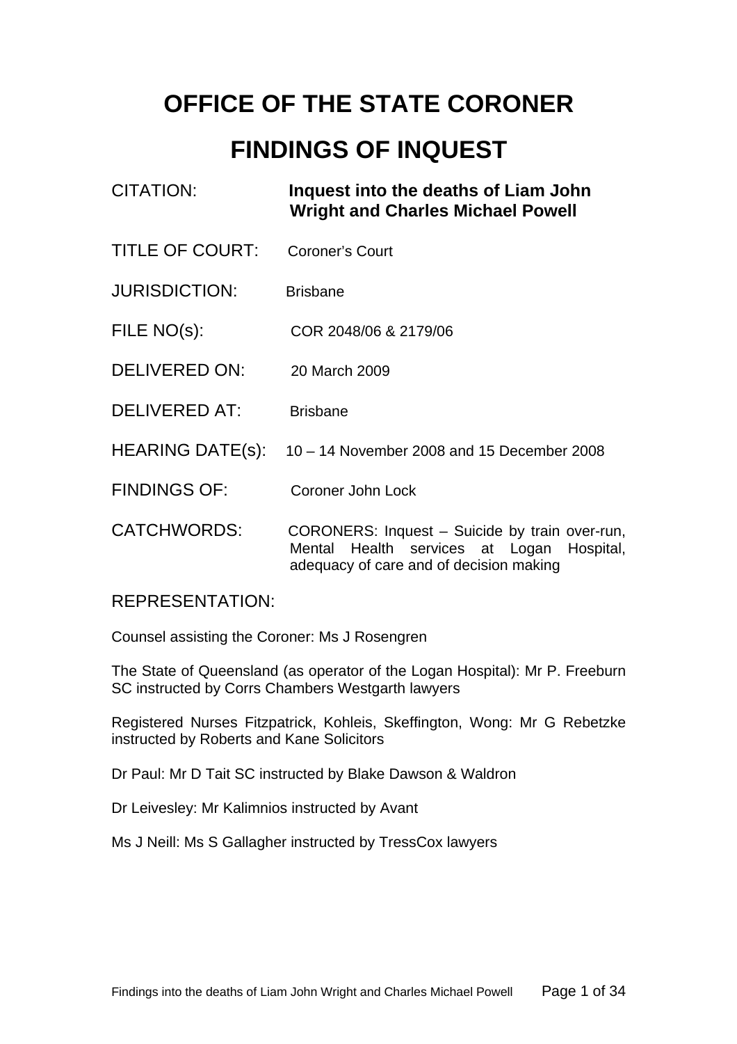# OFFICE OF THE STATE CORONER

# FINDINGS OF INQUEST

| | |
|---|---|
| CITATION: | **Inquest into the deaths of Liam John Wright and Charles Michael Powell** |
| TITLE OF COURT: | Coroner's Court |
| JURISDICTION: | Brisbane |
| FILE NO(s): | COR 2048/06 & 2179/06 |
| DELIVERED ON: | 20 March 2009 |
| DELIVERED AT: | Brisbane |
| HEARING DATE(s): | 10 – 14 November 2008 and 15 December 2008 |
| FINDINGS OF: | Coroner John Lock |
| CATCHWORDS: | CORONERS: Inquest – Suicide by train over-run, Mental Health services at Logan Hospital, adequacy of care and of decision making |

REPRESENTATION:

Counsel assisting the Coroner: Ms J Rosengren

The State of Queensland (as operator of the Logan Hospital): Mr P. Freeburn SC instructed by Corrs Chambers Westgarth lawyers

Registered Nurses Fitzpatrick, Kohleis, Skeffington, Wong: Mr G Rebetzke instructed by Roberts and Kane Solicitors

Dr Paul: Mr D Tait SC instructed by Blake Dawson & Waldron

Dr Leivesley: Mr Kalimnios instructed by Avant

Ms J Neill: Ms S Gallagher instructed by TressCox lawyers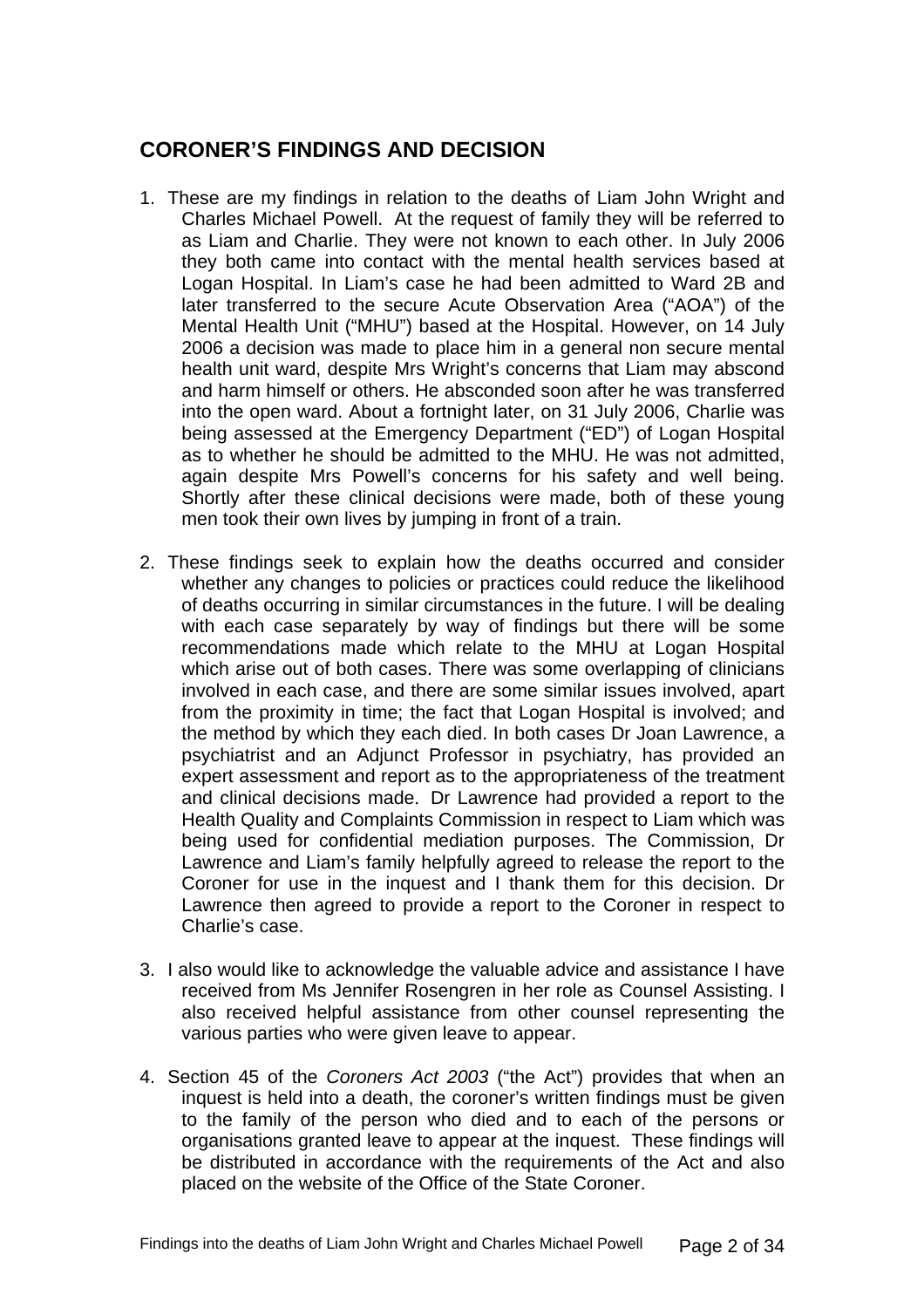## CORONER'S FINDINGS AND DECISION

1. These are my findings in relation to the deaths of Liam John Wright and Charles Michael Powell. At the request of family they will be referred to as Liam and Charlie. They were not known to each other. In July 2006 they both came into contact with the mental health services based at Logan Hospital. In Liam's case he had been admitted to Ward 2B and later transferred to the secure Acute Observation Area ("AOA") of the Mental Health Unit ("MHU") based at the Hospital. However, on 14 July 2006 a decision was made to place him in a general non secure mental health unit ward, despite Mrs Wright's concerns that Liam may abscond and harm himself or others. He absconded soon after he was transferred into the open ward. About a fortnight later, on 31 July 2006, Charlie was being assessed at the Emergency Department ("ED") of Logan Hospital as to whether he should be admitted to the MHU. He was not admitted, again despite Mrs Powell's concerns for his safety and well being. Shortly after these clinical decisions were made, both of these young men took their own lives by jumping in front of a train.

2. These findings seek to explain how the deaths occurred and consider whether any changes to policies or practices could reduce the likelihood of deaths occurring in similar circumstances in the future. I will be dealing with each case separately by way of findings but there will be some recommendations made which relate to the MHU at Logan Hospital which arise out of both cases. There was some overlapping of clinicians involved in each case, and there are some similar issues involved, apart from the proximity in time; the fact that Logan Hospital is involved; and the method by which they each died. In both cases Dr Joan Lawrence, a psychiatrist and an Adjunct Professor in psychiatry, has provided an expert assessment and report as to the appropriateness of the treatment and clinical decisions made. Dr Lawrence had provided a report to the Health Quality and Complaints Commission in respect to Liam which was being used for confidential mediation purposes. The Commission, Dr Lawrence and Liam's family helpfully agreed to release the report to the Coroner for use in the inquest and I thank them for this decision. Dr Lawrence then agreed to provide a report to the Coroner in respect to Charlie's case.

3. I also would like to acknowledge the valuable advice and assistance I have received from Ms Jennifer Rosengren in her role as Counsel Assisting. I also received helpful assistance from other counsel representing the various parties who were given leave to appear.

4. Section 45 of the *Coroners Act 2003* ("the Act") provides that when an inquest is held into a death, the coroner's written findings must be given to the family of the person who died and to each of the persons or organisations granted leave to appear at the inquest. These findings will be distributed in accordance with the requirements of the Act and also placed on the website of the Office of the State Coroner.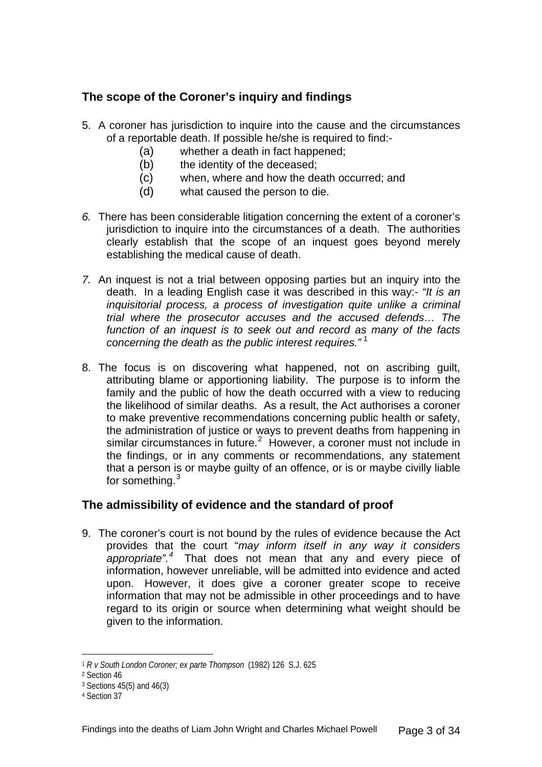## The scope of the Coroner's inquiry and findings

5. A coroner has jurisdiction to inquire into the cause and the circumstances of a reportable death. If possible he/she is required to find:-
   (a) whether a death in fact happened;
   (b) the identity of the deceased;
   (c) when, where and how the death occurred; and
   (d) what caused the person to die.

6. There has been considerable litigation concerning the extent of a coroner's jurisdiction to inquire into the circumstances of a death. The authorities clearly establish that the scope of an inquest goes beyond merely establishing the medical cause of death.

7. An inquest is not a trial between opposing parties but an inquiry into the death. In a leading English case it was described in this way:- *"It is an inquisitorial process, a process of investigation quite unlike a criminal trial where the prosecutor accuses and the accused defends… The function of an inquest is to seek out and record as many of the facts concerning the death as the public interest requires."* [1]

8. The focus is on discovering what happened, not on ascribing guilt, attributing blame or apportioning liability. The purpose is to inform the family and the public of how the death occurred with a view to reducing the likelihood of similar deaths. As a result, the Act authorises a coroner to make preventive recommendations concerning public health or safety, the administration of justice or ways to prevent deaths from happening in similar circumstances in future.[2] However, a coroner must not include in the findings, or in any comments or recommendations, any statement that a person is or maybe guilty of an offence, or is or maybe civilly liable for something.[3]

## The admissibility of evidence and the standard of proof

9. The coroner's court is not bound by the rules of evidence because the Act provides that the court "*may inform itself in any way it considers appropriate"*.[4] That does not mean that any and every piece of information, however unreliable, will be admitted into evidence and acted upon. However, it does give a coroner greater scope to receive information that may not be admissible in other proceedings and to have regard to its origin or source when determining what weight should be given to the information.

---

[1] *R v South London Coroner; ex parte Thompson* (1982) 126 S.J. 625
[2] Section 46
[3] Sections 45(5) and 46(3)
[4] Section 37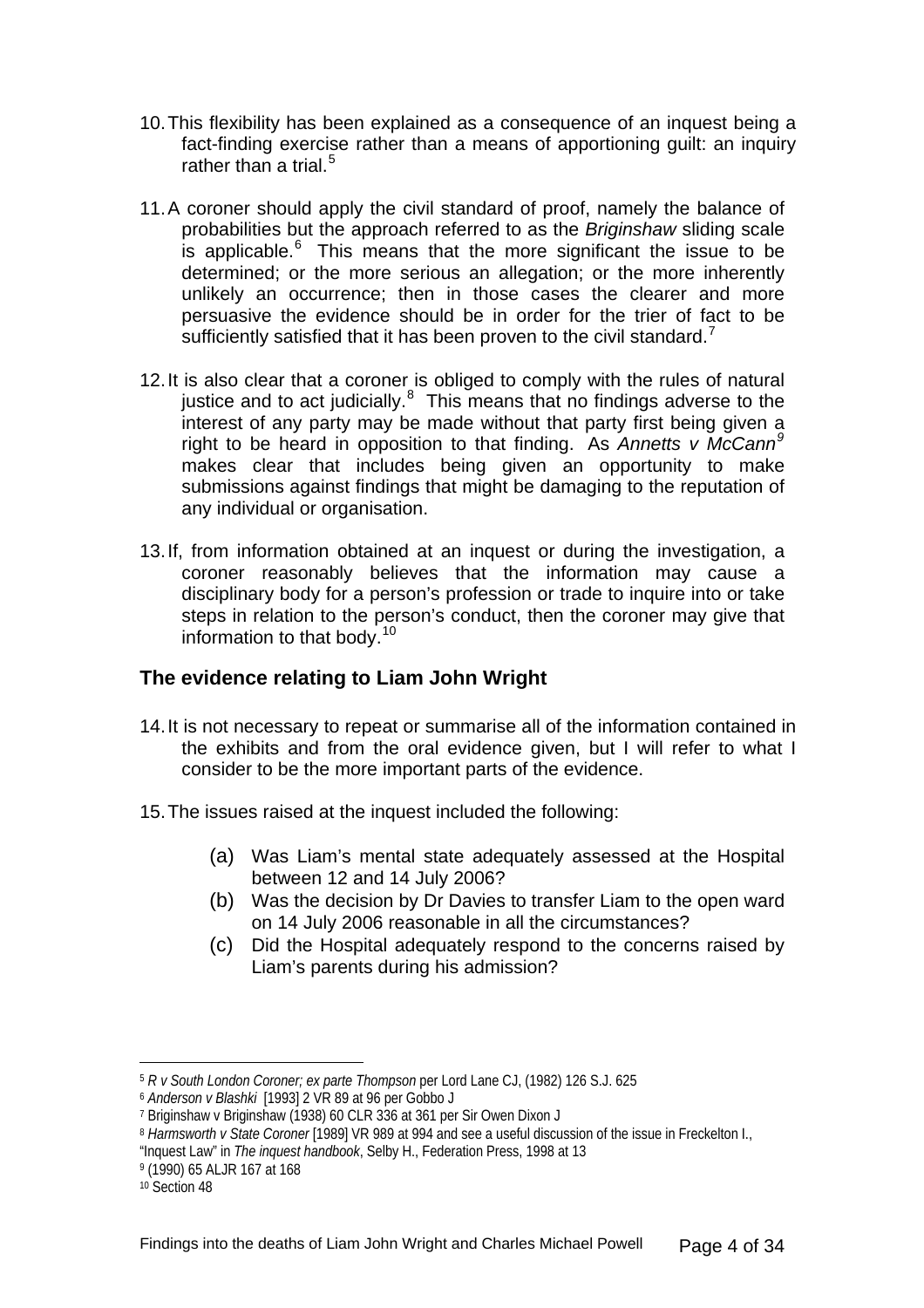10. This flexibility has been explained as a consequence of an inquest being a fact-finding exercise rather than a means of apportioning guilt: an inquiry rather than a trial.[5]

11. A coroner should apply the civil standard of proof, namely the balance of probabilities but the approach referred to as the *Briginshaw* sliding scale is applicable.[6] This means that the more significant the issue to be determined; or the more serious an allegation; or the more inherently unlikely an occurrence; then in those cases the clearer and more persuasive the evidence should be in order for the trier of fact to be sufficiently satisfied that it has been proven to the civil standard.[7]

12. It is also clear that a coroner is obliged to comply with the rules of natural justice and to act judicially.[8] This means that no findings adverse to the interest of any party may be made without that party first being given a right to be heard in opposition to that finding. As *Annetts v McCann*[9] makes clear that includes being given an opportunity to make submissions against findings that might be damaging to the reputation of any individual or organisation.

13. If, from information obtained at an inquest or during the investigation, a coroner reasonably believes that the information may cause a disciplinary body for a person's profession or trade to inquire into or take steps in relation to the person's conduct, then the coroner may give that information to that body.[10]

## The evidence relating to Liam John Wright

14. It is not necessary to repeat or summarise all of the information contained in the exhibits and from the oral evidence given, but I will refer to what I consider to be the more important parts of the evidence.

15. The issues raised at the inquest included the following:

    (a) Was Liam's mental state adequately assessed at the Hospital between 12 and 14 July 2006?
    (b) Was the decision by Dr Davies to transfer Liam to the open ward on 14 July 2006 reasonable in all the circumstances?
    (c) Did the Hospital adequately respond to the concerns raised by Liam's parents during his admission?

---

[5] *R v South London Coroner; ex parte Thompson* per Lord Lane CJ, (1982) 126 S.J. 625
[6] *Anderson v Blashki* [1993] 2 VR 89 at 96 per Gobbo J
[7] Briginshaw v Briginshaw (1938) 60 CLR 336 at 361 per Sir Owen Dixon J
[8] *Harmsworth v State Coroner* [1989] VR 989 at 994 and see a useful discussion of the issue in Freckelton I., "Inquest Law" in *The inquest handbook*, Selby H., Federation Press, 1998 at 13
[9] (1990) 65 ALJR 167 at 168
[10] Section 48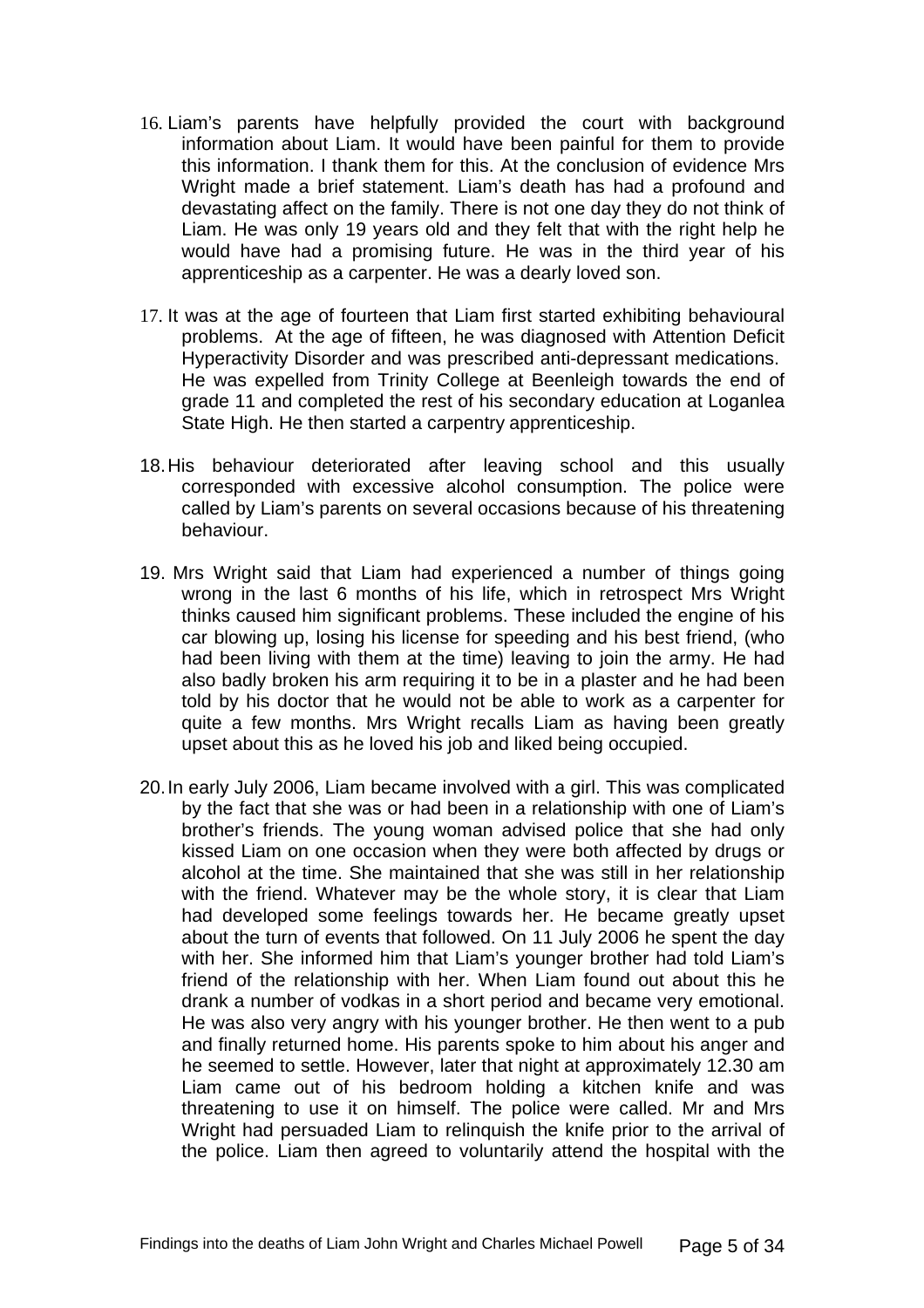16. Liam's parents have helpfully provided the court with background information about Liam. It would have been painful for them to provide this information. I thank them for this. At the conclusion of evidence Mrs Wright made a brief statement. Liam's death has had a profound and devastating affect on the family. There is not one day they do not think of Liam. He was only 19 years old and they felt that with the right help he would have had a promising future. He was in the third year of his apprenticeship as a carpenter. He was a dearly loved son.

17. It was at the age of fourteen that Liam first started exhibiting behavioural problems. At the age of fifteen, he was diagnosed with Attention Deficit Hyperactivity Disorder and was prescribed anti-depressant medications. He was expelled from Trinity College at Beenleigh towards the end of grade 11 and completed the rest of his secondary education at Loganlea State High. He then started a carpentry apprenticeship.

18. His behaviour deteriorated after leaving school and this usually corresponded with excessive alcohol consumption. The police were called by Liam's parents on several occasions because of his threatening behaviour.

19. Mrs Wright said that Liam had experienced a number of things going wrong in the last 6 months of his life, which in retrospect Mrs Wright thinks caused him significant problems. These included the engine of his car blowing up, losing his license for speeding and his best friend, (who had been living with them at the time) leaving to join the army. He had also badly broken his arm requiring it to be in a plaster and he had been told by his doctor that he would not be able to work as a carpenter for quite a few months. Mrs Wright recalls Liam as having been greatly upset about this as he loved his job and liked being occupied.

20. In early July 2006, Liam became involved with a girl. This was complicated by the fact that she was or had been in a relationship with one of Liam's brother's friends. The young woman advised police that she had only kissed Liam on one occasion when they were both affected by drugs or alcohol at the time. She maintained that she was still in her relationship with the friend. Whatever may be the whole story, it is clear that Liam had developed some feelings towards her. He became greatly upset about the turn of events that followed. On 11 July 2006 he spent the day with her. She informed him that Liam's younger brother had told Liam's friend of the relationship with her. When Liam found out about this he drank a number of vodkas in a short period and became very emotional. He was also very angry with his younger brother. He then went to a pub and finally returned home. His parents spoke to him about his anger and he seemed to settle. However, later that night at approximately 12.30 am Liam came out of his bedroom holding a kitchen knife and was threatening to use it on himself. The police were called. Mr and Mrs Wright had persuaded Liam to relinquish the knife prior to the arrival of the police. Liam then agreed to voluntarily attend the hospital with the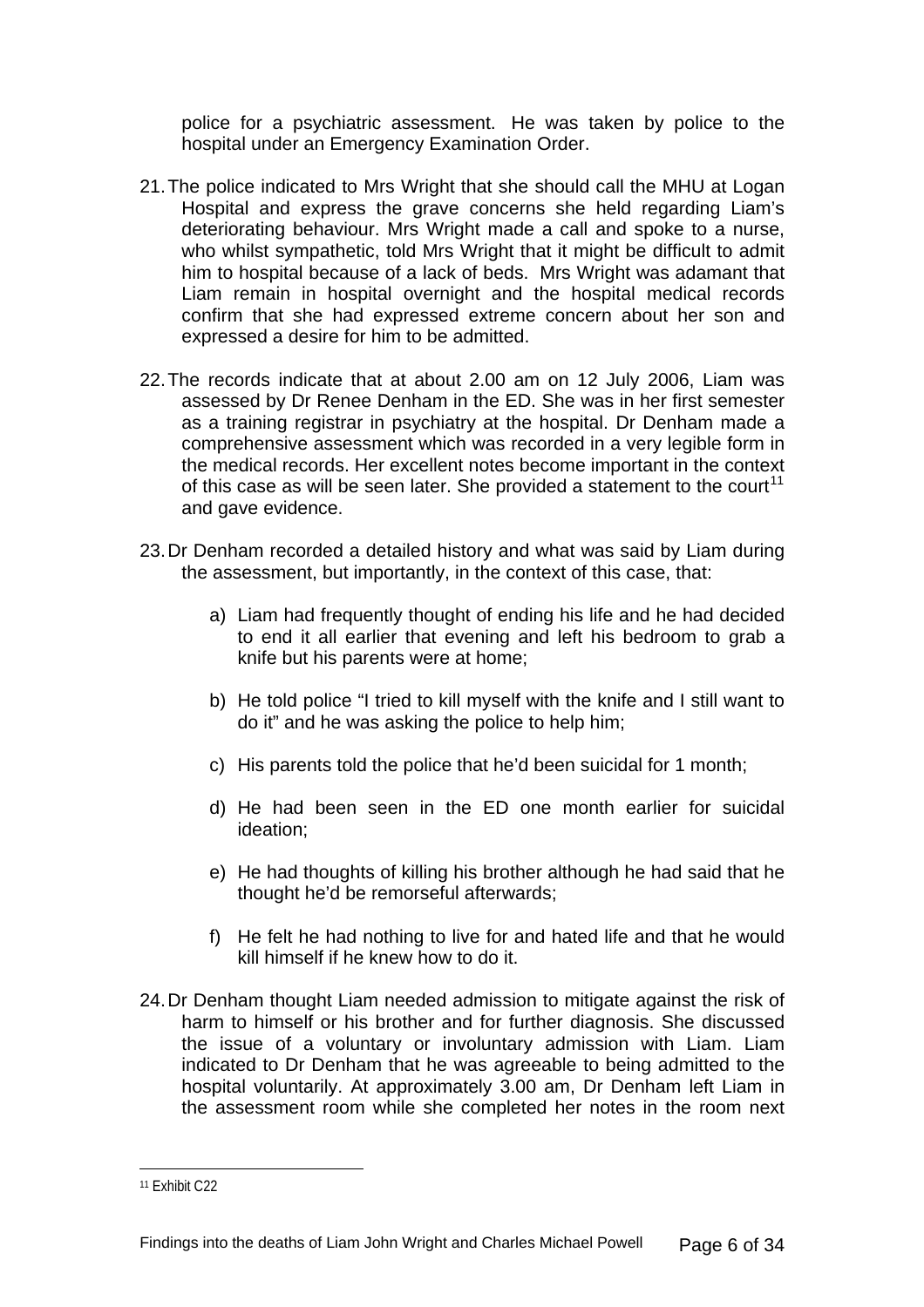police for a psychiatric assessment. He was taken by police to the hospital under an Emergency Examination Order.

21. The police indicated to Mrs Wright that she should call the MHU at Logan Hospital and express the grave concerns she held regarding Liam's deteriorating behaviour. Mrs Wright made a call and spoke to a nurse, who whilst sympathetic, told Mrs Wright that it might be difficult to admit him to hospital because of a lack of beds. Mrs Wright was adamant that Liam remain in hospital overnight and the hospital medical records confirm that she had expressed extreme concern about her son and expressed a desire for him to be admitted.

22. The records indicate that at about 2.00 am on 12 July 2006, Liam was assessed by Dr Renee Denham in the ED. She was in her first semester as a training registrar in psychiatry at the hospital. Dr Denham made a comprehensive assessment which was recorded in a very legible form in the medical records. Her excellent notes become important in the context of this case as will be seen later. She provided a statement to the court[11] and gave evidence.

23. Dr Denham recorded a detailed history and what was said by Liam during the assessment, but importantly, in the context of this case, that:

    a) Liam had frequently thought of ending his life and he had decided to end it all earlier that evening and left his bedroom to grab a knife but his parents were at home;

    b) He told police "I tried to kill myself with the knife and I still want to do it" and he was asking the police to help him;

    c) His parents told the police that he'd been suicidal for 1 month;

    d) He had been seen in the ED one month earlier for suicidal ideation;

    e) He had thoughts of killing his brother although he had said that he thought he'd be remorseful afterwards;

    f) He felt he had nothing to live for and hated life and that he would kill himself if he knew how to do it.

24. Dr Denham thought Liam needed admission to mitigate against the risk of harm to himself or his brother and for further diagnosis. She discussed the issue of a voluntary or involuntary admission with Liam. Liam indicated to Dr Denham that he was agreeable to being admitted to the hospital voluntarily. At approximately 3.00 am, Dr Denham left Liam in the assessment room while she completed her notes in the room next

[11] Exhibit C22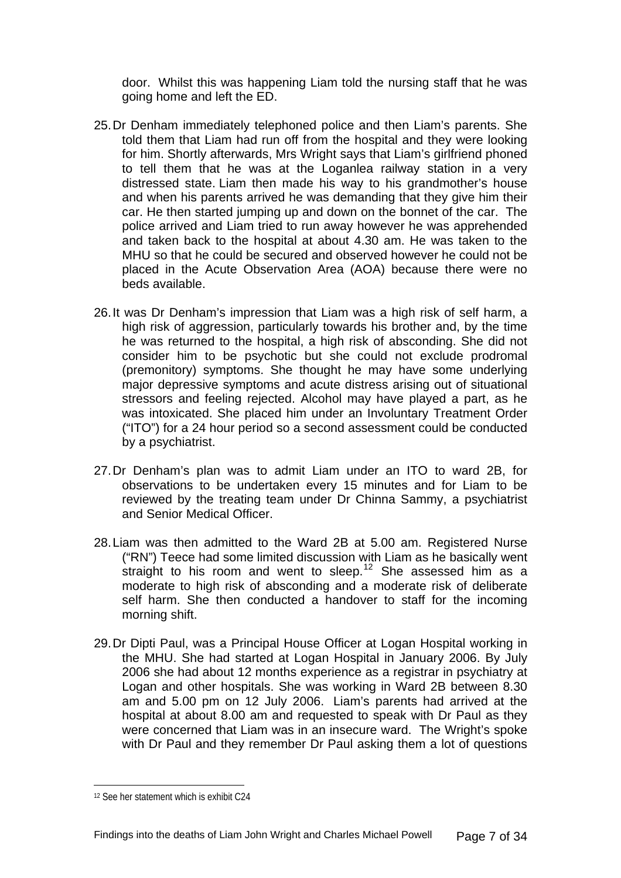door. Whilst this was happening Liam told the nursing staff that he was going home and left the ED.

25. Dr Denham immediately telephoned police and then Liam's parents. She told them that Liam had run off from the hospital and they were looking for him. Shortly afterwards, Mrs Wright says that Liam's girlfriend phoned to tell them that he was at the Loganlea railway station in a very distressed state. Liam then made his way to his grandmother's house and when his parents arrived he was demanding that they give him their car. He then started jumping up and down on the bonnet of the car. The police arrived and Liam tried to run away however he was apprehended and taken back to the hospital at about 4.30 am. He was taken to the MHU so that he could be secured and observed however he could not be placed in the Acute Observation Area (AOA) because there were no beds available.

26. It was Dr Denham's impression that Liam was a high risk of self harm, a high risk of aggression, particularly towards his brother and, by the time he was returned to the hospital, a high risk of absconding. She did not consider him to be psychotic but she could not exclude prodromal (premonitory) symptoms. She thought he may have some underlying major depressive symptoms and acute distress arising out of situational stressors and feeling rejected. Alcohol may have played a part, as he was intoxicated. She placed him under an Involuntary Treatment Order ("ITO") for a 24 hour period so a second assessment could be conducted by a psychiatrist.

27. Dr Denham's plan was to admit Liam under an ITO to ward 2B, for observations to be undertaken every 15 minutes and for Liam to be reviewed by the treating team under Dr Chinna Sammy, a psychiatrist and Senior Medical Officer.

28. Liam was then admitted to the Ward 2B at 5.00 am. Registered Nurse ("RN") Teece had some limited discussion with Liam as he basically went straight to his room and went to sleep.[12] She assessed him as a moderate to high risk of absconding and a moderate risk of deliberate self harm. She then conducted a handover to staff for the incoming morning shift.

29. Dr Dipti Paul, was a Principal House Officer at Logan Hospital working in the MHU. She had started at Logan Hospital in January 2006. By July 2006 she had about 12 months experience as a registrar in psychiatry at Logan and other hospitals. She was working in Ward 2B between 8.30 am and 5.00 pm on 12 July 2006. Liam's parents had arrived at the hospital at about 8.00 am and requested to speak with Dr Paul as they were concerned that Liam was in an insecure ward. The Wright's spoke with Dr Paul and they remember Dr Paul asking them a lot of questions

---

[12] See her statement which is exhibit C24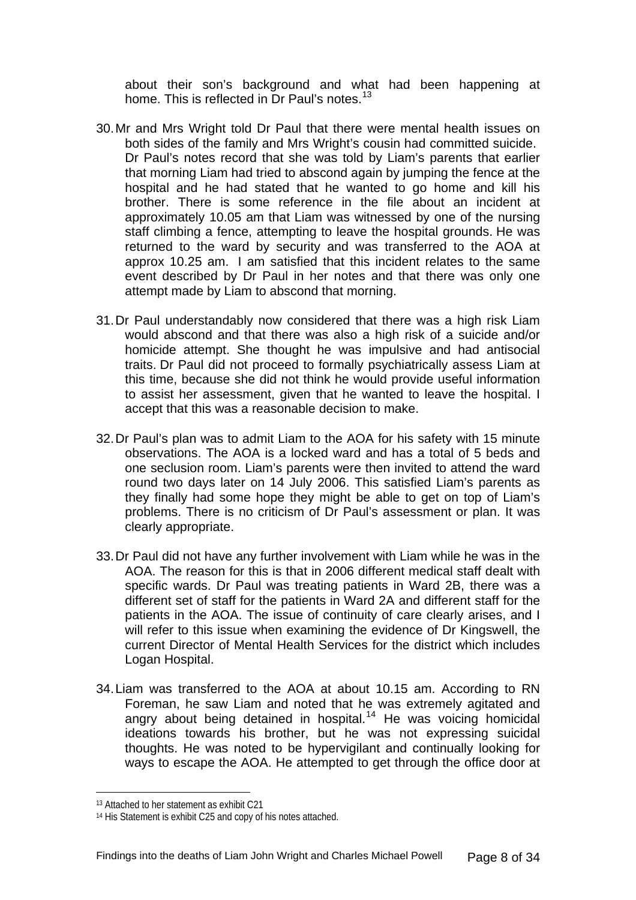about their son's background and what had been happening at home. This is reflected in Dr Paul's notes.[13]

30. Mr and Mrs Wright told Dr Paul that there were mental health issues on both sides of the family and Mrs Wright's cousin had committed suicide. Dr Paul's notes record that she was told by Liam's parents that earlier that morning Liam had tried to abscond again by jumping the fence at the hospital and he had stated that he wanted to go home and kill his brother. There is some reference in the file about an incident at approximately 10.05 am that Liam was witnessed by one of the nursing staff climbing a fence, attempting to leave the hospital grounds. He was returned to the ward by security and was transferred to the AOA at approx 10.25 am. I am satisfied that this incident relates to the same event described by Dr Paul in her notes and that there was only one attempt made by Liam to abscond that morning.

31. Dr Paul understandably now considered that there was a high risk Liam would abscond and that there was also a high risk of a suicide and/or homicide attempt. She thought he was impulsive and had antisocial traits. Dr Paul did not proceed to formally psychiatrically assess Liam at this time, because she did not think he would provide useful information to assist her assessment, given that he wanted to leave the hospital. I accept that this was a reasonable decision to make.

32. Dr Paul's plan was to admit Liam to the AOA for his safety with 15 minute observations. The AOA is a locked ward and has a total of 5 beds and one seclusion room. Liam's parents were then invited to attend the ward round two days later on 14 July 2006. This satisfied Liam's parents as they finally had some hope they might be able to get on top of Liam's problems. There is no criticism of Dr Paul's assessment or plan. It was clearly appropriate.

33. Dr Paul did not have any further involvement with Liam while he was in the AOA. The reason for this is that in 2006 different medical staff dealt with specific wards. Dr Paul was treating patients in Ward 2B, there was a different set of staff for the patients in Ward 2A and different staff for the patients in the AOA. The issue of continuity of care clearly arises, and I will refer to this issue when examining the evidence of Dr Kingswell, the current Director of Mental Health Services for the district which includes Logan Hospital.

34. Liam was transferred to the AOA at about 10.15 am. According to RN Foreman, he saw Liam and noted that he was extremely agitated and angry about being detained in hospital.[14] He was voicing homicidal ideations towards his brother, but he was not expressing suicidal thoughts. He was noted to be hypervigilant and continually looking for ways to escape the AOA. He attempted to get through the office door at

[13] Attached to her statement as exhibit C21

[14] His Statement is exhibit C25 and copy of his notes attached.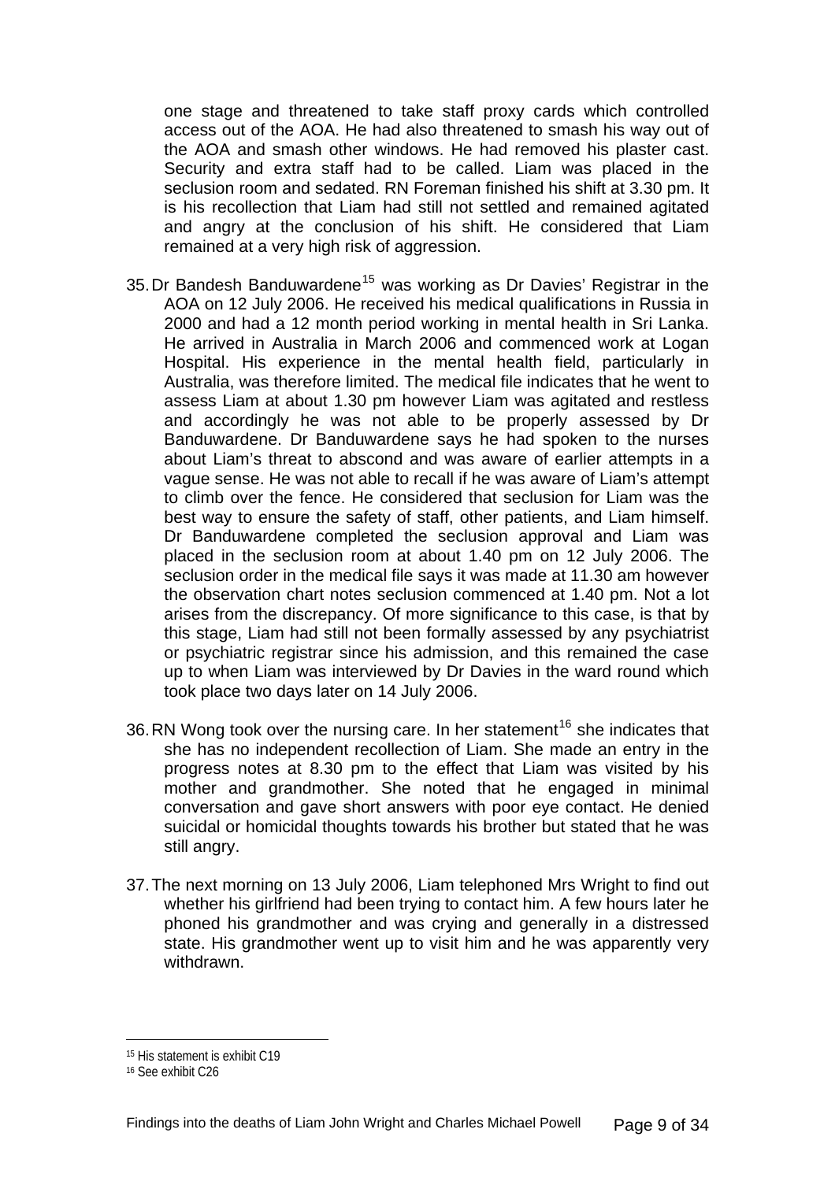one stage and threatened to take staff proxy cards which controlled access out of the AOA. He had also threatened to smash his way out of the AOA and smash other windows. He had removed his plaster cast. Security and extra staff had to be called. Liam was placed in the seclusion room and sedated. RN Foreman finished his shift at 3.30 pm. It is his recollection that Liam had still not settled and remained agitated and angry at the conclusion of his shift. He considered that Liam remained at a very high risk of aggression.

35. Dr Bandesh Banduwardene[15] was working as Dr Davies' Registrar in the AOA on 12 July 2006. He received his medical qualifications in Russia in 2000 and had a 12 month period working in mental health in Sri Lanka. He arrived in Australia in March 2006 and commenced work at Logan Hospital. His experience in the mental health field, particularly in Australia, was therefore limited. The medical file indicates that he went to assess Liam at about 1.30 pm however Liam was agitated and restless and accordingly he was not able to be properly assessed by Dr Banduwardene. Dr Banduwardene says he had spoken to the nurses about Liam's threat to abscond and was aware of earlier attempts in a vague sense. He was not able to recall if he was aware of Liam's attempt to climb over the fence. He considered that seclusion for Liam was the best way to ensure the safety of staff, other patients, and Liam himself. Dr Banduwardene completed the seclusion approval and Liam was placed in the seclusion room at about 1.40 pm on 12 July 2006. The seclusion order in the medical file says it was made at 11.30 am however the observation chart notes seclusion commenced at 1.40 pm. Not a lot arises from the discrepancy. Of more significance to this case, is that by this stage, Liam had still not been formally assessed by any psychiatrist or psychiatric registrar since his admission, and this remained the case up to when Liam was interviewed by Dr Davies in the ward round which took place two days later on 14 July 2006.

36. RN Wong took over the nursing care. In her statement[16] she indicates that she has no independent recollection of Liam. She made an entry in the progress notes at 8.30 pm to the effect that Liam was visited by his mother and grandmother. She noted that he engaged in minimal conversation and gave short answers with poor eye contact. He denied suicidal or homicidal thoughts towards his brother but stated that he was still angry.

37. The next morning on 13 July 2006, Liam telephoned Mrs Wright to find out whether his girlfriend had been trying to contact him. A few hours later he phoned his grandmother and was crying and generally in a distressed state. His grandmother went up to visit him and he was apparently very withdrawn.

---

[15] His statement is exhibit C19

[16] See exhibit C26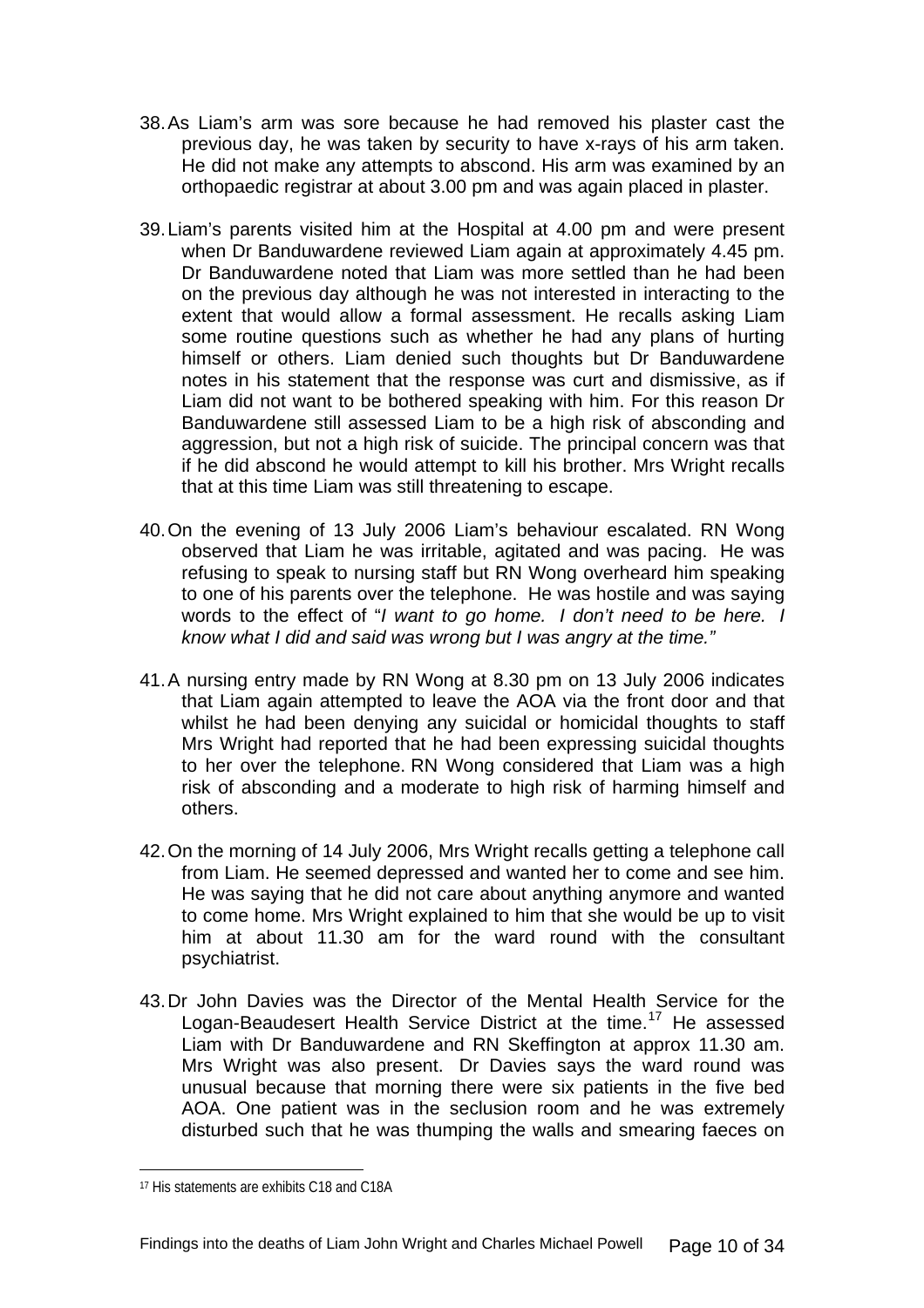38. As Liam's arm was sore because he had removed his plaster cast the previous day, he was taken by security to have x-rays of his arm taken. He did not make any attempts to abscond. His arm was examined by an orthopaedic registrar at about 3.00 pm and was again placed in plaster.

39. Liam's parents visited him at the Hospital at 4.00 pm and were present when Dr Banduwardene reviewed Liam again at approximately 4.45 pm. Dr Banduwardene noted that Liam was more settled than he had been on the previous day although he was not interested in interacting to the extent that would allow a formal assessment. He recalls asking Liam some routine questions such as whether he had any plans of hurting himself or others. Liam denied such thoughts but Dr Banduwardene notes in his statement that the response was curt and dismissive, as if Liam did not want to be bothered speaking with him. For this reason Dr Banduwardene still assessed Liam to be a high risk of absconding and aggression, but not a high risk of suicide. The principal concern was that if he did abscond he would attempt to kill his brother. Mrs Wright recalls that at this time Liam was still threatening to escape.

40. On the evening of 13 July 2006 Liam's behaviour escalated. RN Wong observed that Liam he was irritable, agitated and was pacing. He was refusing to speak to nursing staff but RN Wong overheard him speaking to one of his parents over the telephone. He was hostile and was saying words to the effect of "*I want to go home. I don't need to be here. I know what I did and said was wrong but I was angry at the time."*

41. A nursing entry made by RN Wong at 8.30 pm on 13 July 2006 indicates that Liam again attempted to leave the AOA via the front door and that whilst he had been denying any suicidal or homicidal thoughts to staff Mrs Wright had reported that he had been expressing suicidal thoughts to her over the telephone. RN Wong considered that Liam was a high risk of absconding and a moderate to high risk of harming himself and others.

42. On the morning of 14 July 2006, Mrs Wright recalls getting a telephone call from Liam. He seemed depressed and wanted her to come and see him. He was saying that he did not care about anything anymore and wanted to come home. Mrs Wright explained to him that she would be up to visit him at about 11.30 am for the ward round with the consultant psychiatrist.

43. Dr John Davies was the Director of the Mental Health Service for the Logan-Beaudesert Health Service District at the time.[17] He assessed Liam with Dr Banduwardene and RN Skeffington at approx 11.30 am. Mrs Wright was also present. Dr Davies says the ward round was unusual because that morning there were six patients in the five bed AOA. One patient was in the seclusion room and he was extremely disturbed such that he was thumping the walls and smearing faeces on

[17] His statements are exhibits C18 and C18A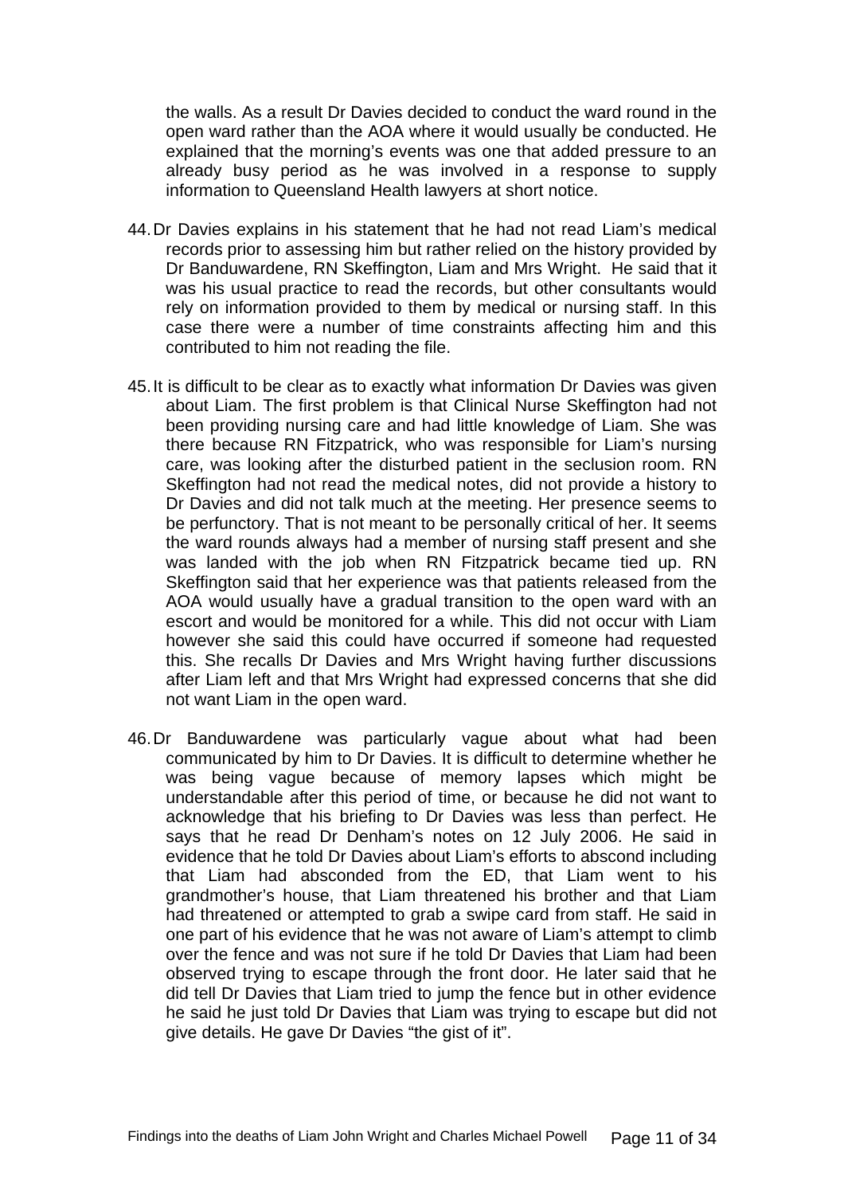the walls. As a result Dr Davies decided to conduct the ward round in the open ward rather than the AOA where it would usually be conducted. He explained that the morning's events was one that added pressure to an already busy period as he was involved in a response to supply information to Queensland Health lawyers at short notice.

44. Dr Davies explains in his statement that he had not read Liam's medical records prior to assessing him but rather relied on the history provided by Dr Banduwardene, RN Skeffington, Liam and Mrs Wright. He said that it was his usual practice to read the records, but other consultants would rely on information provided to them by medical or nursing staff. In this case there were a number of time constraints affecting him and this contributed to him not reading the file.

45. It is difficult to be clear as to exactly what information Dr Davies was given about Liam. The first problem is that Clinical Nurse Skeffington had not been providing nursing care and had little knowledge of Liam. She was there because RN Fitzpatrick, who was responsible for Liam's nursing care, was looking after the disturbed patient in the seclusion room. RN Skeffington had not read the medical notes, did not provide a history to Dr Davies and did not talk much at the meeting. Her presence seems to be perfunctory. That is not meant to be personally critical of her. It seems the ward rounds always had a member of nursing staff present and she was landed with the job when RN Fitzpatrick became tied up. RN Skeffington said that her experience was that patients released from the AOA would usually have a gradual transition to the open ward with an escort and would be monitored for a while. This did not occur with Liam however she said this could have occurred if someone had requested this. She recalls Dr Davies and Mrs Wright having further discussions after Liam left and that Mrs Wright had expressed concerns that she did not want Liam in the open ward.

46. Dr Banduwardene was particularly vague about what had been communicated by him to Dr Davies. It is difficult to determine whether he was being vague because of memory lapses which might be understandable after this period of time, or because he did not want to acknowledge that his briefing to Dr Davies was less than perfect. He says that he read Dr Denham's notes on 12 July 2006. He said in evidence that he told Dr Davies about Liam's efforts to abscond including that Liam had absconded from the ED, that Liam went to his grandmother's house, that Liam threatened his brother and that Liam had threatened or attempted to grab a swipe card from staff. He said in one part of his evidence that he was not aware of Liam's attempt to climb over the fence and was not sure if he told Dr Davies that Liam had been observed trying to escape through the front door. He later said that he did tell Dr Davies that Liam tried to jump the fence but in other evidence he said he just told Dr Davies that Liam was trying to escape but did not give details. He gave Dr Davies "the gist of it".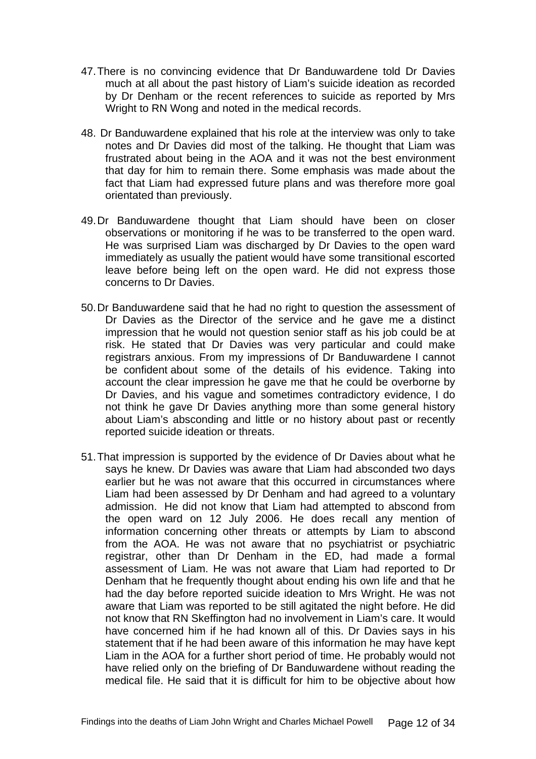47. There is no convincing evidence that Dr Banduwardene told Dr Davies much at all about the past history of Liam's suicide ideation as recorded by Dr Denham or the recent references to suicide as reported by Mrs Wright to RN Wong and noted in the medical records.

48. Dr Banduwardene explained that his role at the interview was only to take notes and Dr Davies did most of the talking. He thought that Liam was frustrated about being in the AOA and it was not the best environment that day for him to remain there. Some emphasis was made about the fact that Liam had expressed future plans and was therefore more goal orientated than previously.

49. Dr Banduwardene thought that Liam should have been on closer observations or monitoring if he was to be transferred to the open ward. He was surprised Liam was discharged by Dr Davies to the open ward immediately as usually the patient would have some transitional escorted leave before being left on the open ward. He did not express those concerns to Dr Davies.

50. Dr Banduwardene said that he had no right to question the assessment of Dr Davies as the Director of the service and he gave me a distinct impression that he would not question senior staff as his job could be at risk. He stated that Dr Davies was very particular and could make registrars anxious. From my impressions of Dr Banduwardene I cannot be confident about some of the details of his evidence. Taking into account the clear impression he gave me that he could be overborne by Dr Davies, and his vague and sometimes contradictory evidence, I do not think he gave Dr Davies anything more than some general history about Liam's absconding and little or no history about past or recently reported suicide ideation or threats.

51. That impression is supported by the evidence of Dr Davies about what he says he knew. Dr Davies was aware that Liam had absconded two days earlier but he was not aware that this occurred in circumstances where Liam had been assessed by Dr Denham and had agreed to a voluntary admission. He did not know that Liam had attempted to abscond from the open ward on 12 July 2006. He does recall any mention of information concerning other threats or attempts by Liam to abscond from the AOA. He was not aware that no psychiatrist or psychiatric registrar, other than Dr Denham in the ED, had made a formal assessment of Liam. He was not aware that Liam had reported to Dr Denham that he frequently thought about ending his own life and that he had the day before reported suicide ideation to Mrs Wright. He was not aware that Liam was reported to be still agitated the night before. He did not know that RN Skeffington had no involvement in Liam's care. It would have concerned him if he had known all of this. Dr Davies says in his statement that if he had been aware of this information he may have kept Liam in the AOA for a further short period of time. He probably would not have relied only on the briefing of Dr Banduwardene without reading the medical file. He said that it is difficult for him to be objective about how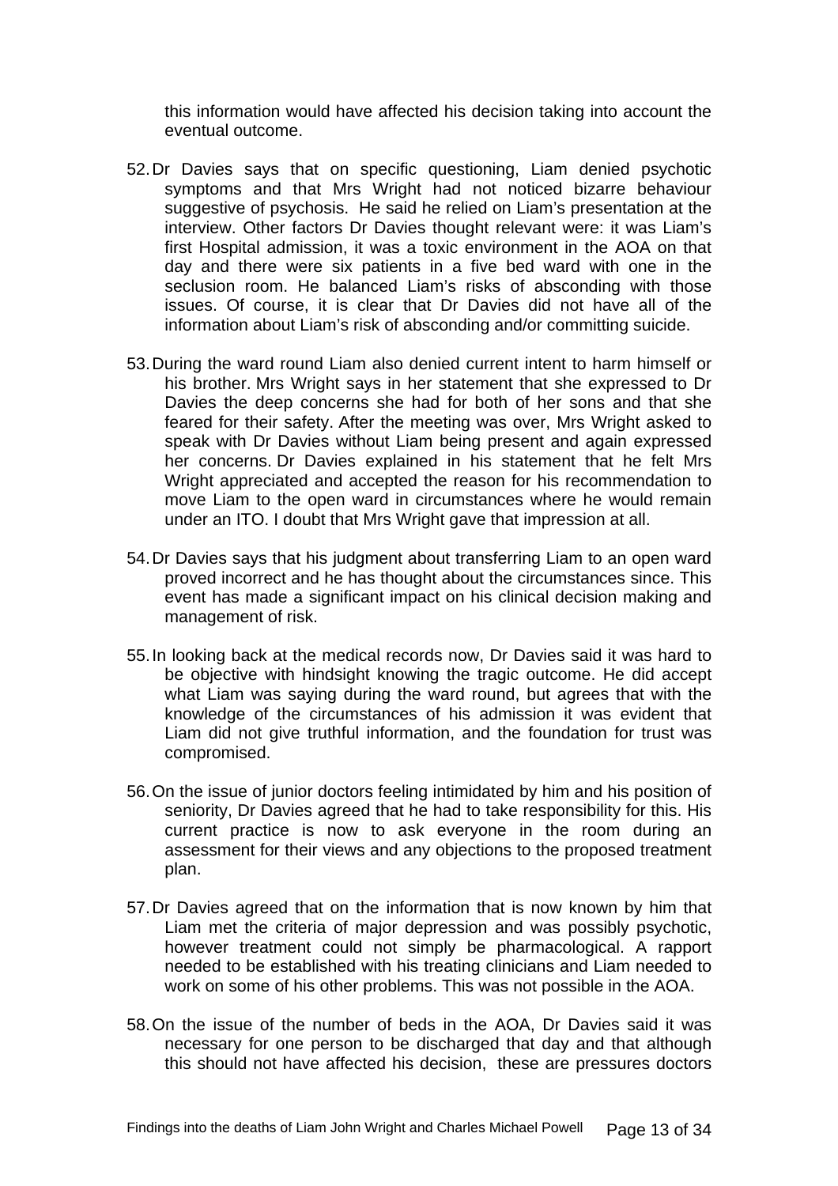this information would have affected his decision taking into account the eventual outcome.

52. Dr Davies says that on specific questioning, Liam denied psychotic symptoms and that Mrs Wright had not noticed bizarre behaviour suggestive of psychosis. He said he relied on Liam's presentation at the interview. Other factors Dr Davies thought relevant were: it was Liam's first Hospital admission, it was a toxic environment in the AOA on that day and there were six patients in a five bed ward with one in the seclusion room. He balanced Liam's risks of absconding with those issues. Of course, it is clear that Dr Davies did not have all of the information about Liam's risk of absconding and/or committing suicide.

53. During the ward round Liam also denied current intent to harm himself or his brother. Mrs Wright says in her statement that she expressed to Dr Davies the deep concerns she had for both of her sons and that she feared for their safety. After the meeting was over, Mrs Wright asked to speak with Dr Davies without Liam being present and again expressed her concerns. Dr Davies explained in his statement that he felt Mrs Wright appreciated and accepted the reason for his recommendation to move Liam to the open ward in circumstances where he would remain under an ITO. I doubt that Mrs Wright gave that impression at all.

54. Dr Davies says that his judgment about transferring Liam to an open ward proved incorrect and he has thought about the circumstances since. This event has made a significant impact on his clinical decision making and management of risk.

55. In looking back at the medical records now, Dr Davies said it was hard to be objective with hindsight knowing the tragic outcome. He did accept what Liam was saying during the ward round, but agrees that with the knowledge of the circumstances of his admission it was evident that Liam did not give truthful information, and the foundation for trust was compromised.

56. On the issue of junior doctors feeling intimidated by him and his position of seniority, Dr Davies agreed that he had to take responsibility for this. His current practice is now to ask everyone in the room during an assessment for their views and any objections to the proposed treatment plan.

57. Dr Davies agreed that on the information that is now known by him that Liam met the criteria of major depression and was possibly psychotic, however treatment could not simply be pharmacological. A rapport needed to be established with his treating clinicians and Liam needed to work on some of his other problems. This was not possible in the AOA.

58. On the issue of the number of beds in the AOA, Dr Davies said it was necessary for one person to be discharged that day and that although this should not have affected his decision, these are pressures doctors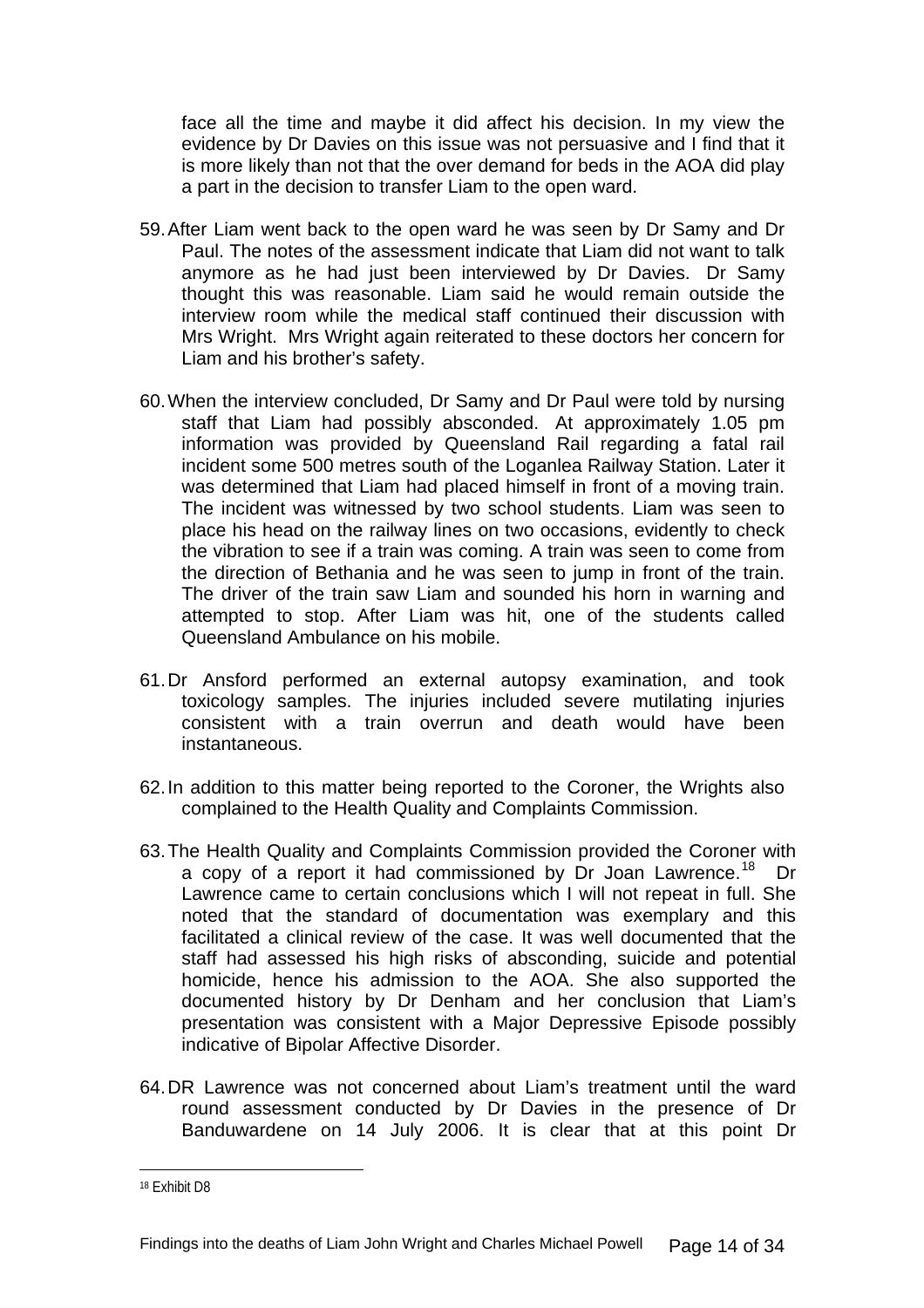face all the time and maybe it did affect his decision. In my view the evidence by Dr Davies on this issue was not persuasive and I find that it is more likely than not that the over demand for beds in the AOA did play a part in the decision to transfer Liam to the open ward.

59. After Liam went back to the open ward he was seen by Dr Samy and Dr Paul. The notes of the assessment indicate that Liam did not want to talk anymore as he had just been interviewed by Dr Davies. Dr Samy thought this was reasonable. Liam said he would remain outside the interview room while the medical staff continued their discussion with Mrs Wright. Mrs Wright again reiterated to these doctors her concern for Liam and his brother's safety.

60. When the interview concluded, Dr Samy and Dr Paul were told by nursing staff that Liam had possibly absconded. At approximately 1.05 pm information was provided by Queensland Rail regarding a fatal rail incident some 500 metres south of the Loganlea Railway Station. Later it was determined that Liam had placed himself in front of a moving train. The incident was witnessed by two school students. Liam was seen to place his head on the railway lines on two occasions, evidently to check the vibration to see if a train was coming. A train was seen to come from the direction of Bethania and he was seen to jump in front of the train. The driver of the train saw Liam and sounded his horn in warning and attempted to stop. After Liam was hit, one of the students called Queensland Ambulance on his mobile.

61. Dr Ansford performed an external autopsy examination, and took toxicology samples. The injuries included severe mutilating injuries consistent with a train overrun and death would have been instantaneous.

62. In addition to this matter being reported to the Coroner, the Wrights also complained to the Health Quality and Complaints Commission.

63. The Health Quality and Complaints Commission provided the Coroner with a copy of a report it had commissioned by Dr Joan Lawrence.[18] Dr Lawrence came to certain conclusions which I will not repeat in full. She noted that the standard of documentation was exemplary and this facilitated a clinical review of the case. It was well documented that the staff had assessed his high risks of absconding, suicide and potential homicide, hence his admission to the AOA. She also supported the documented history by Dr Denham and her conclusion that Liam's presentation was consistent with a Major Depressive Episode possibly indicative of Bipolar Affective Disorder.

64. DR Lawrence was not concerned about Liam's treatment until the ward round assessment conducted by Dr Davies in the presence of Dr Banduwardene on 14 July 2006. It is clear that at this point Dr

[18] Exhibit D8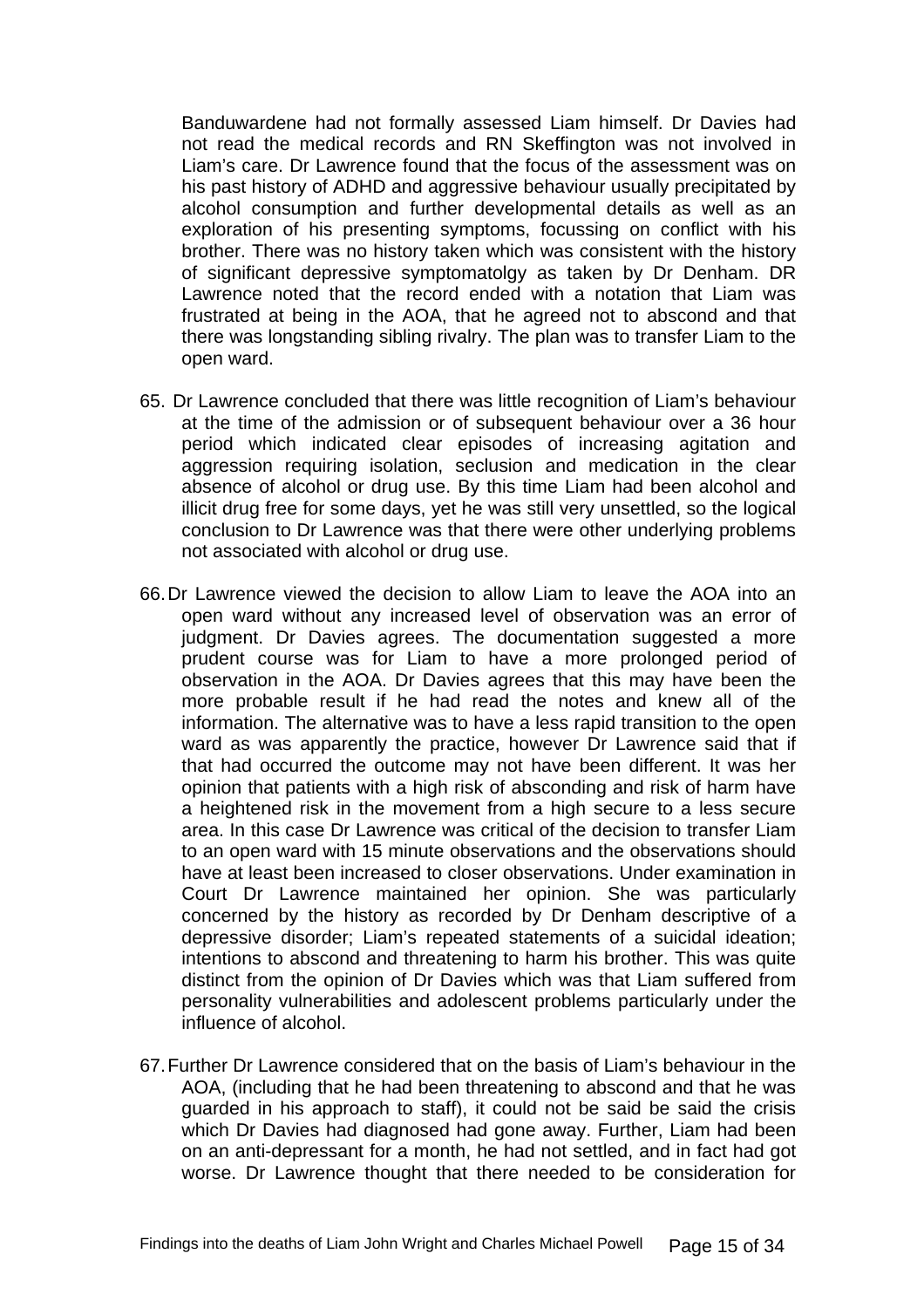Banduwardene had not formally assessed Liam himself. Dr Davies had not read the medical records and RN Skeffington was not involved in Liam's care. Dr Lawrence found that the focus of the assessment was on his past history of ADHD and aggressive behaviour usually precipitated by alcohol consumption and further developmental details as well as an exploration of his presenting symptoms, focussing on conflict with his brother. There was no history taken which was consistent with the history of significant depressive symptomatolgy as taken by Dr Denham. DR Lawrence noted that the record ended with a notation that Liam was frustrated at being in the AOA, that he agreed not to abscond and that there was longstanding sibling rivalry. The plan was to transfer Liam to the open ward.

65. Dr Lawrence concluded that there was little recognition of Liam's behaviour at the time of the admission or of subsequent behaviour over a 36 hour period which indicated clear episodes of increasing agitation and aggression requiring isolation, seclusion and medication in the clear absence of alcohol or drug use. By this time Liam had been alcohol and illicit drug free for some days, yet he was still very unsettled, so the logical conclusion to Dr Lawrence was that there were other underlying problems not associated with alcohol or drug use.

66. Dr Lawrence viewed the decision to allow Liam to leave the AOA into an open ward without any increased level of observation was an error of judgment. Dr Davies agrees. The documentation suggested a more prudent course was for Liam to have a more prolonged period of observation in the AOA. Dr Davies agrees that this may have been the more probable result if he had read the notes and knew all of the information. The alternative was to have a less rapid transition to the open ward as was apparently the practice, however Dr Lawrence said that if that had occurred the outcome may not have been different. It was her opinion that patients with a high risk of absconding and risk of harm have a heightened risk in the movement from a high secure to a less secure area. In this case Dr Lawrence was critical of the decision to transfer Liam to an open ward with 15 minute observations and the observations should have at least been increased to closer observations. Under examination in Court Dr Lawrence maintained her opinion. She was particularly concerned by the history as recorded by Dr Denham descriptive of a depressive disorder; Liam's repeated statements of a suicidal ideation; intentions to abscond and threatening to harm his brother. This was quite distinct from the opinion of Dr Davies which was that Liam suffered from personality vulnerabilities and adolescent problems particularly under the influence of alcohol.

67. Further Dr Lawrence considered that on the basis of Liam's behaviour in the AOA, (including that he had been threatening to abscond and that he was guarded in his approach to staff), it could not be said be said the crisis which Dr Davies had diagnosed had gone away. Further, Liam had been on an anti-depressant for a month, he had not settled, and in fact had got worse. Dr Lawrence thought that there needed to be consideration for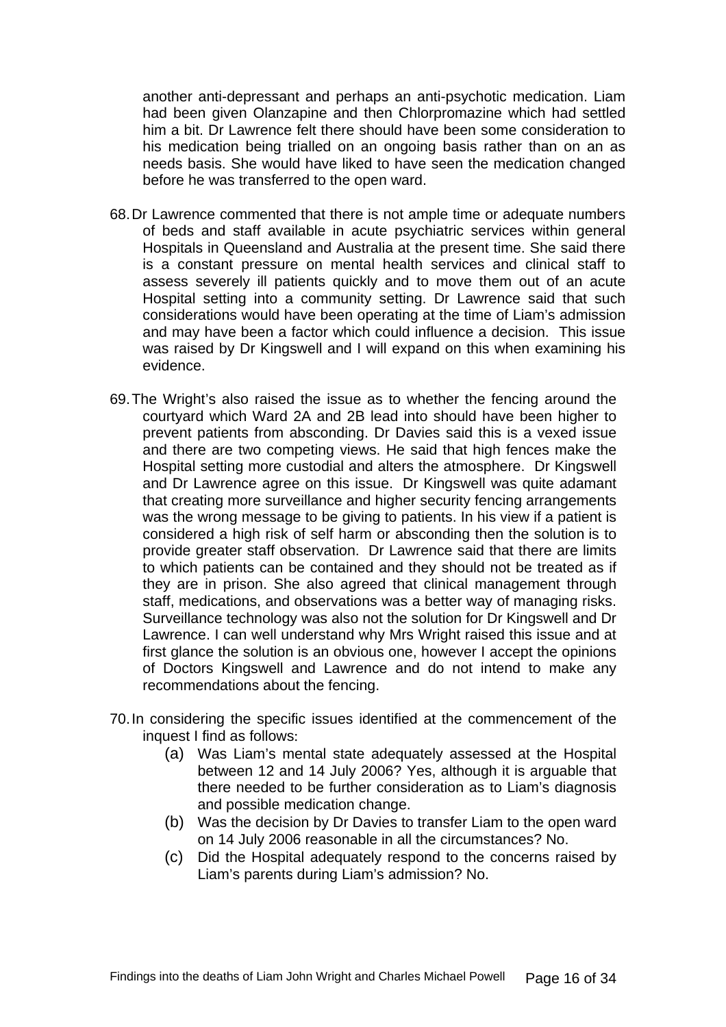another anti-depressant and perhaps an anti-psychotic medication. Liam had been given Olanzapine and then Chlorpromazine which had settled him a bit. Dr Lawrence felt there should have been some consideration to his medication being trialled on an ongoing basis rather than on an as needs basis. She would have liked to have seen the medication changed before he was transferred to the open ward.

68. Dr Lawrence commented that there is not ample time or adequate numbers of beds and staff available in acute psychiatric services within general Hospitals in Queensland and Australia at the present time. She said there is a constant pressure on mental health services and clinical staff to assess severely ill patients quickly and to move them out of an acute Hospital setting into a community setting. Dr Lawrence said that such considerations would have been operating at the time of Liam's admission and may have been a factor which could influence a decision. This issue was raised by Dr Kingswell and I will expand on this when examining his evidence.

69. The Wright's also raised the issue as to whether the fencing around the courtyard which Ward 2A and 2B lead into should have been higher to prevent patients from absconding. Dr Davies said this is a vexed issue and there are two competing views. He said that high fences make the Hospital setting more custodial and alters the atmosphere. Dr Kingswell and Dr Lawrence agree on this issue. Dr Kingswell was quite adamant that creating more surveillance and higher security fencing arrangements was the wrong message to be giving to patients. In his view if a patient is considered a high risk of self harm or absconding then the solution is to provide greater staff observation. Dr Lawrence said that there are limits to which patients can be contained and they should not be treated as if they are in prison. She also agreed that clinical management through staff, medications, and observations was a better way of managing risks. Surveillance technology was also not the solution for Dr Kingswell and Dr Lawrence. I can well understand why Mrs Wright raised this issue and at first glance the solution is an obvious one, however I accept the opinions of Doctors Kingswell and Lawrence and do not intend to make any recommendations about the fencing.

70. In considering the specific issues identified at the commencement of the inquest I find as follows:
    (a) Was Liam's mental state adequately assessed at the Hospital between 12 and 14 July 2006? Yes, although it is arguable that there needed to be further consideration as to Liam's diagnosis and possible medication change.
    (b) Was the decision by Dr Davies to transfer Liam to the open ward on 14 July 2006 reasonable in all the circumstances? No.
    (c) Did the Hospital adequately respond to the concerns raised by Liam's parents during Liam's admission? No.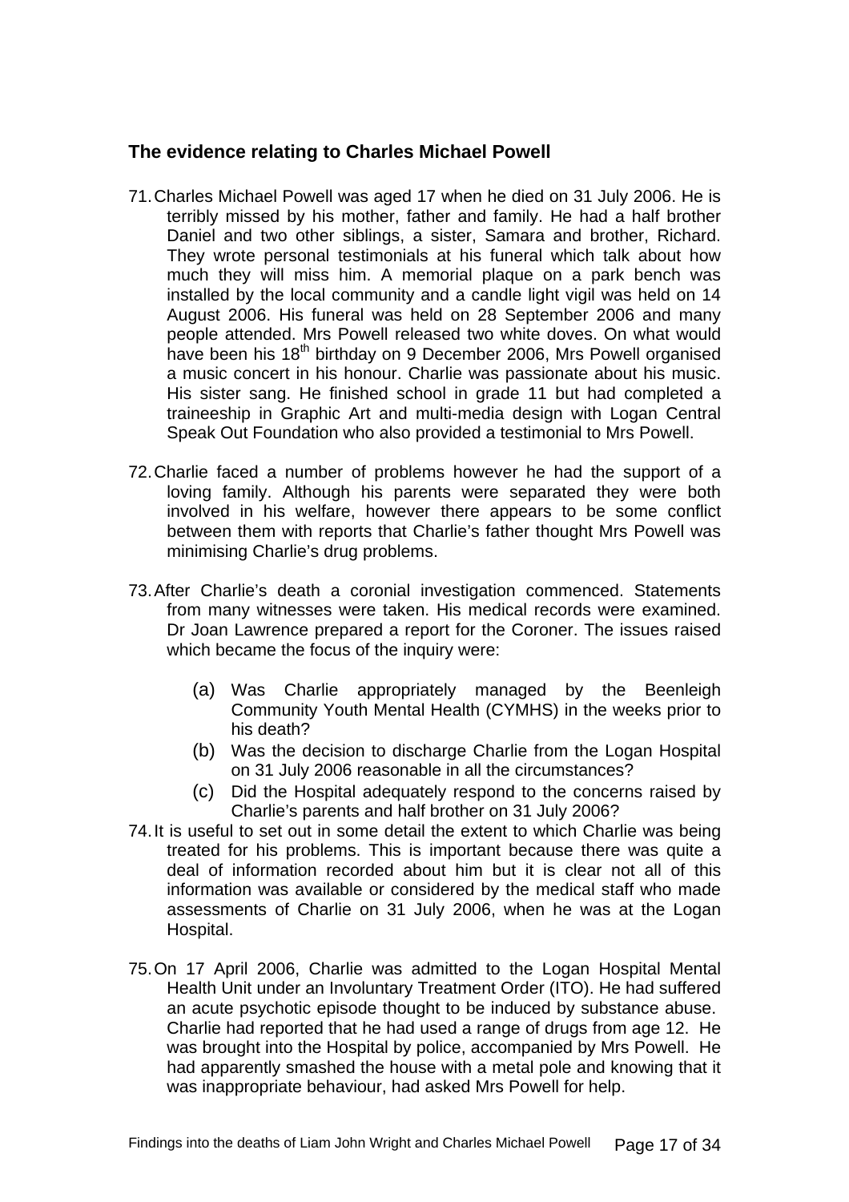## The evidence relating to Charles Michael Powell

71. Charles Michael Powell was aged 17 when he died on 31 July 2006. He is terribly missed by his mother, father and family. He had a half brother Daniel and two other siblings, a sister, Samara and brother, Richard. They wrote personal testimonials at his funeral which talk about how much they will miss him. A memorial plaque on a park bench was installed by the local community and a candle light vigil was held on 14 August 2006. His funeral was held on 28 September 2006 and many people attended. Mrs Powell released two white doves. On what would have been his 18th birthday on 9 December 2006, Mrs Powell organised a music concert in his honour. Charlie was passionate about his music. His sister sang. He finished school in grade 11 but had completed a traineeship in Graphic Art and multi-media design with Logan Central Speak Out Foundation who also provided a testimonial to Mrs Powell.

72. Charlie faced a number of problems however he had the support of a loving family. Although his parents were separated they were both involved in his welfare, however there appears to be some conflict between them with reports that Charlie's father thought Mrs Powell was minimising Charlie's drug problems.

73. After Charlie's death a coronial investigation commenced. Statements from many witnesses were taken. His medical records were examined. Dr Joan Lawrence prepared a report for the Coroner. The issues raised which became the focus of the inquiry were:

    (a) Was Charlie appropriately managed by the Beenleigh Community Youth Mental Health (CYMHS) in the weeks prior to his death?
    (b) Was the decision to discharge Charlie from the Logan Hospital on 31 July 2006 reasonable in all the circumstances?
    (c) Did the Hospital adequately respond to the concerns raised by Charlie's parents and half brother on 31 July 2006?

74. It is useful to set out in some detail the extent to which Charlie was being treated for his problems. This is important because there was quite a deal of information recorded about him but it is clear not all of this information was available or considered by the medical staff who made assessments of Charlie on 31 July 2006, when he was at the Logan Hospital.

75. On 17 April 2006, Charlie was admitted to the Logan Hospital Mental Health Unit under an Involuntary Treatment Order (ITO). He had suffered an acute psychotic episode thought to be induced by substance abuse. Charlie had reported that he had used a range of drugs from age 12. He was brought into the Hospital by police, accompanied by Mrs Powell. He had apparently smashed the house with a metal pole and knowing that it was inappropriate behaviour, had asked Mrs Powell for help.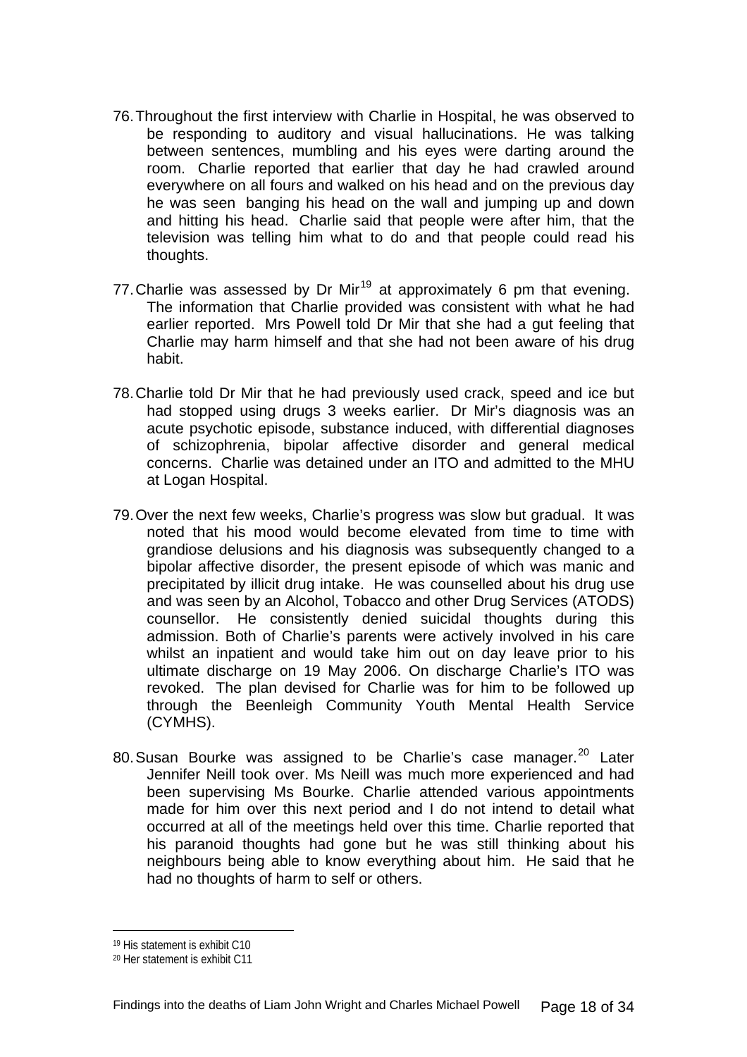76. Throughout the first interview with Charlie in Hospital, he was observed to be responding to auditory and visual hallucinations. He was talking between sentences, mumbling and his eyes were darting around the room. Charlie reported that earlier that day he had crawled around everywhere on all fours and walked on his head and on the previous day he was seen banging his head on the wall and jumping up and down and hitting his head. Charlie said that people were after him, that the television was telling him what to do and that people could read his thoughts.

77. Charlie was assessed by Dr Mir[19] at approximately 6 pm that evening. The information that Charlie provided was consistent with what he had earlier reported. Mrs Powell told Dr Mir that she had a gut feeling that Charlie may harm himself and that she had not been aware of his drug habit.

78. Charlie told Dr Mir that he had previously used crack, speed and ice but had stopped using drugs 3 weeks earlier. Dr Mir's diagnosis was an acute psychotic episode, substance induced, with differential diagnoses of schizophrenia, bipolar affective disorder and general medical concerns. Charlie was detained under an ITO and admitted to the MHU at Logan Hospital.

79. Over the next few weeks, Charlie's progress was slow but gradual. It was noted that his mood would become elevated from time to time with grandiose delusions and his diagnosis was subsequently changed to a bipolar affective disorder, the present episode of which was manic and precipitated by illicit drug intake. He was counselled about his drug use and was seen by an Alcohol, Tobacco and other Drug Services (ATODS) counsellor. He consistently denied suicidal thoughts during this admission. Both of Charlie's parents were actively involved in his care whilst an inpatient and would take him out on day leave prior to his ultimate discharge on 19 May 2006. On discharge Charlie's ITO was revoked. The plan devised for Charlie was for him to be followed up through the Beenleigh Community Youth Mental Health Service (CYMHS).

80. Susan Bourke was assigned to be Charlie's case manager.[20] Later Jennifer Neill took over. Ms Neill was much more experienced and had been supervising Ms Bourke. Charlie attended various appointments made for him over this next period and I do not intend to detail what occurred at all of the meetings held over this time. Charlie reported that his paranoid thoughts had gone but he was still thinking about his neighbours being able to know everything about him. He said that he had no thoughts of harm to self or others.

---

[19] His statement is exhibit C10

[20] Her statement is exhibit C11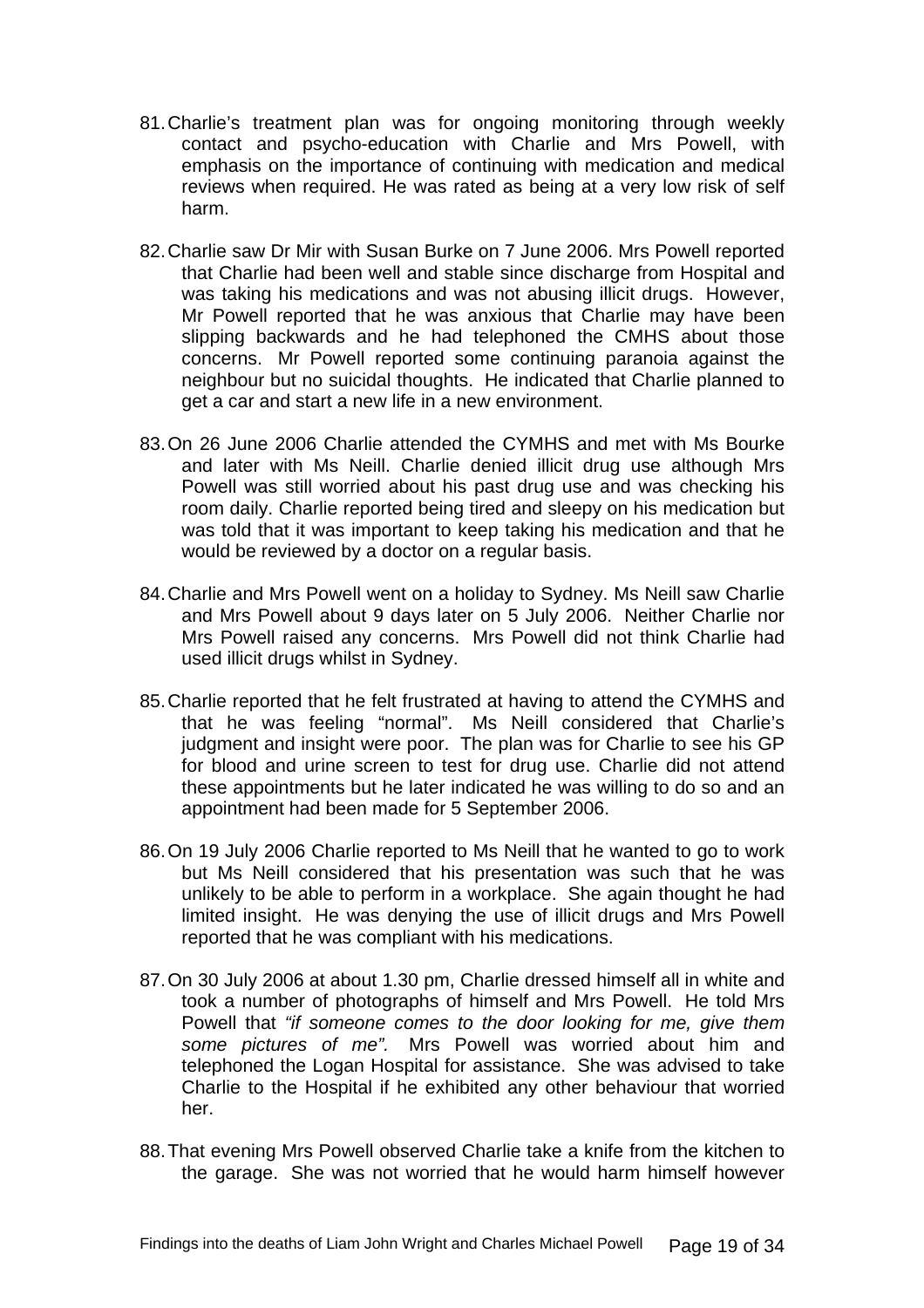81. Charlie's treatment plan was for ongoing monitoring through weekly contact and psycho-education with Charlie and Mrs Powell, with emphasis on the importance of continuing with medication and medical reviews when required. He was rated as being at a very low risk of self harm.

82. Charlie saw Dr Mir with Susan Burke on 7 June 2006. Mrs Powell reported that Charlie had been well and stable since discharge from Hospital and was taking his medications and was not abusing illicit drugs. However, Mr Powell reported that he was anxious that Charlie may have been slipping backwards and he had telephoned the CMHS about those concerns. Mr Powell reported some continuing paranoia against the neighbour but no suicidal thoughts. He indicated that Charlie planned to get a car and start a new life in a new environment.

83. On 26 June 2006 Charlie attended the CYMHS and met with Ms Bourke and later with Ms Neill. Charlie denied illicit drug use although Mrs Powell was still worried about his past drug use and was checking his room daily. Charlie reported being tired and sleepy on his medication but was told that it was important to keep taking his medication and that he would be reviewed by a doctor on a regular basis.

84. Charlie and Mrs Powell went on a holiday to Sydney. Ms Neill saw Charlie and Mrs Powell about 9 days later on 5 July 2006. Neither Charlie nor Mrs Powell raised any concerns. Mrs Powell did not think Charlie had used illicit drugs whilst in Sydney.

85. Charlie reported that he felt frustrated at having to attend the CYMHS and that he was feeling "normal". Ms Neill considered that Charlie's judgment and insight were poor. The plan was for Charlie to see his GP for blood and urine screen to test for drug use. Charlie did not attend these appointments but he later indicated he was willing to do so and an appointment had been made for 5 September 2006.

86. On 19 July 2006 Charlie reported to Ms Neill that he wanted to go to work but Ms Neill considered that his presentation was such that he was unlikely to be able to perform in a workplace. She again thought he had limited insight. He was denying the use of illicit drugs and Mrs Powell reported that he was compliant with his medications.

87. On 30 July 2006 at about 1.30 pm, Charlie dressed himself all in white and took a number of photographs of himself and Mrs Powell. He told Mrs Powell that *"if someone comes to the door looking for me, give them some pictures of me"*. Mrs Powell was worried about him and telephoned the Logan Hospital for assistance. She was advised to take Charlie to the Hospital if he exhibited any other behaviour that worried her.

88. That evening Mrs Powell observed Charlie take a knife from the kitchen to the garage. She was not worried that he would harm himself however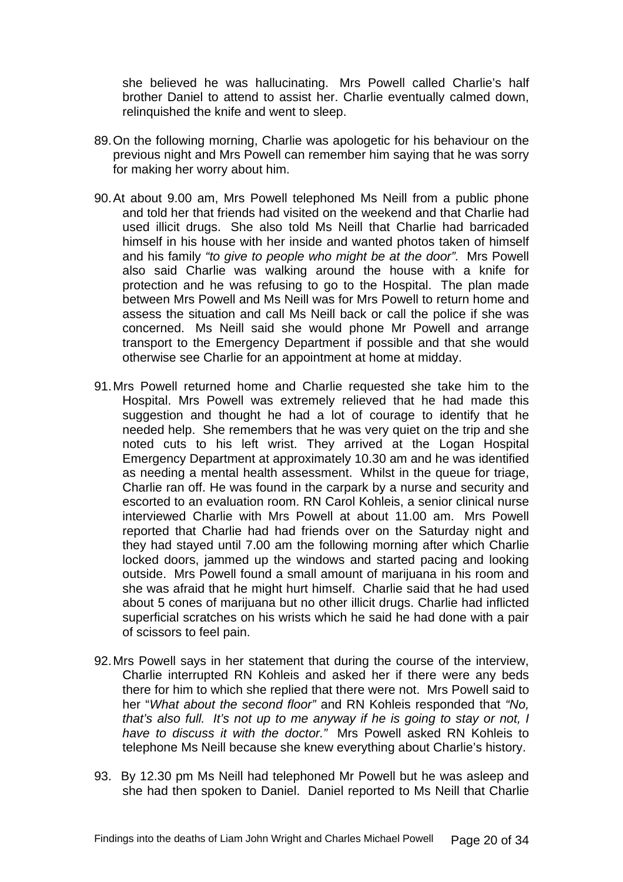she believed he was hallucinating. Mrs Powell called Charlie's half brother Daniel to attend to assist her. Charlie eventually calmed down, relinquished the knife and went to sleep.

89. On the following morning, Charlie was apologetic for his behaviour on the previous night and Mrs Powell can remember him saying that he was sorry for making her worry about him.

90. At about 9.00 am, Mrs Powell telephoned Ms Neill from a public phone and told her that friends had visited on the weekend and that Charlie had used illicit drugs. She also told Ms Neill that Charlie had barricaded himself in his house with her inside and wanted photos taken of himself and his family *"to give to people who might be at the door".* Mrs Powell also said Charlie was walking around the house with a knife for protection and he was refusing to go to the Hospital. The plan made between Mrs Powell and Ms Neill was for Mrs Powell to return home and assess the situation and call Ms Neill back or call the police if she was concerned. Ms Neill said she would phone Mr Powell and arrange transport to the Emergency Department if possible and that she would otherwise see Charlie for an appointment at home at midday.

91. Mrs Powell returned home and Charlie requested she take him to the Hospital. Mrs Powell was extremely relieved that he had made this suggestion and thought he had a lot of courage to identify that he needed help. She remembers that he was very quiet on the trip and she noted cuts to his left wrist. They arrived at the Logan Hospital Emergency Department at approximately 10.30 am and he was identified as needing a mental health assessment. Whilst in the queue for triage, Charlie ran off. He was found in the carpark by a nurse and security and escorted to an evaluation room. RN Carol Kohleis, a senior clinical nurse interviewed Charlie with Mrs Powell at about 11.00 am. Mrs Powell reported that Charlie had had friends over on the Saturday night and they had stayed until 7.00 am the following morning after which Charlie locked doors, jammed up the windows and started pacing and looking outside. Mrs Powell found a small amount of marijuana in his room and she was afraid that he might hurt himself. Charlie said that he had used about 5 cones of marijuana but no other illicit drugs. Charlie had inflicted superficial scratches on his wrists which he said he had done with a pair of scissors to feel pain.

92. Mrs Powell says in her statement that during the course of the interview, Charlie interrupted RN Kohleis and asked her if there were any beds there for him to which she replied that there were not. Mrs Powell said to her "*What about the second floor"* and RN Kohleis responded that *"No, that's also full. It's not up to me anyway if he is going to stay or not, I have to discuss it with the doctor."* Mrs Powell asked RN Kohleis to telephone Ms Neill because she knew everything about Charlie's history.

93. By 12.30 pm Ms Neill had telephoned Mr Powell but he was asleep and she had then spoken to Daniel. Daniel reported to Ms Neill that Charlie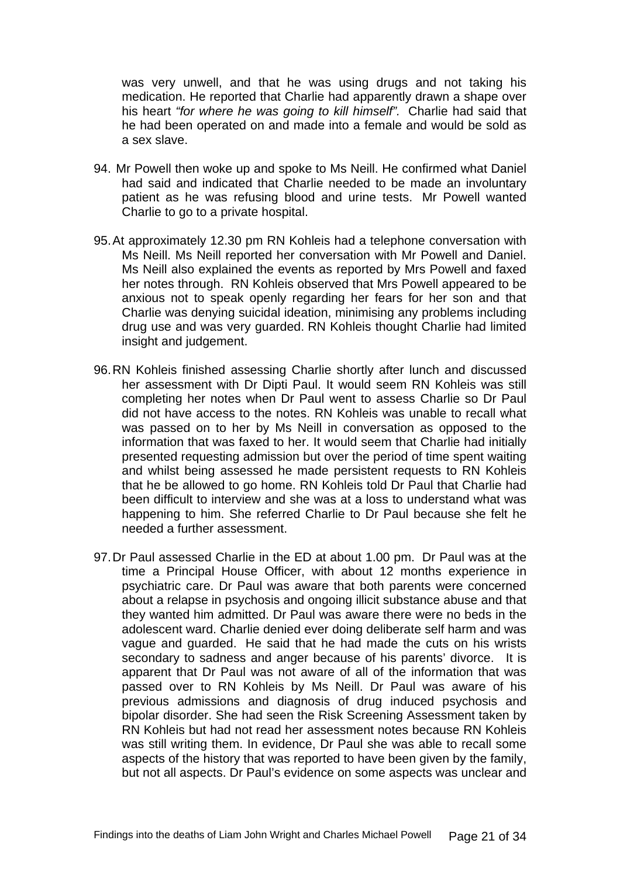was very unwell, and that he was using drugs and not taking his medication. He reported that Charlie had apparently drawn a shape over his heart *"for where he was going to kill himself".* Charlie had said that he had been operated on and made into a female and would be sold as a sex slave.

94. Mr Powell then woke up and spoke to Ms Neill. He confirmed what Daniel had said and indicated that Charlie needed to be made an involuntary patient as he was refusing blood and urine tests. Mr Powell wanted Charlie to go to a private hospital.

95. At approximately 12.30 pm RN Kohleis had a telephone conversation with Ms Neill. Ms Neill reported her conversation with Mr Powell and Daniel. Ms Neill also explained the events as reported by Mrs Powell and faxed her notes through. RN Kohleis observed that Mrs Powell appeared to be anxious not to speak openly regarding her fears for her son and that Charlie was denying suicidal ideation, minimising any problems including drug use and was very guarded. RN Kohleis thought Charlie had limited insight and judgement.

96. RN Kohleis finished assessing Charlie shortly after lunch and discussed her assessment with Dr Dipti Paul. It would seem RN Kohleis was still completing her notes when Dr Paul went to assess Charlie so Dr Paul did not have access to the notes. RN Kohleis was unable to recall what was passed on to her by Ms Neill in conversation as opposed to the information that was faxed to her. It would seem that Charlie had initially presented requesting admission but over the period of time spent waiting and whilst being assessed he made persistent requests to RN Kohleis that he be allowed to go home. RN Kohleis told Dr Paul that Charlie had been difficult to interview and she was at a loss to understand what was happening to him. She referred Charlie to Dr Paul because she felt he needed a further assessment.

97. Dr Paul assessed Charlie in the ED at about 1.00 pm. Dr Paul was at the time a Principal House Officer, with about 12 months experience in psychiatric care. Dr Paul was aware that both parents were concerned about a relapse in psychosis and ongoing illicit substance abuse and that they wanted him admitted. Dr Paul was aware there were no beds in the adolescent ward. Charlie denied ever doing deliberate self harm and was vague and guarded. He said that he had made the cuts on his wrists secondary to sadness and anger because of his parents' divorce. It is apparent that Dr Paul was not aware of all of the information that was passed over to RN Kohleis by Ms Neill. Dr Paul was aware of his previous admissions and diagnosis of drug induced psychosis and bipolar disorder. She had seen the Risk Screening Assessment taken by RN Kohleis but had not read her assessment notes because RN Kohleis was still writing them. In evidence, Dr Paul she was able to recall some aspects of the history that was reported to have been given by the family, but not all aspects. Dr Paul's evidence on some aspects was unclear and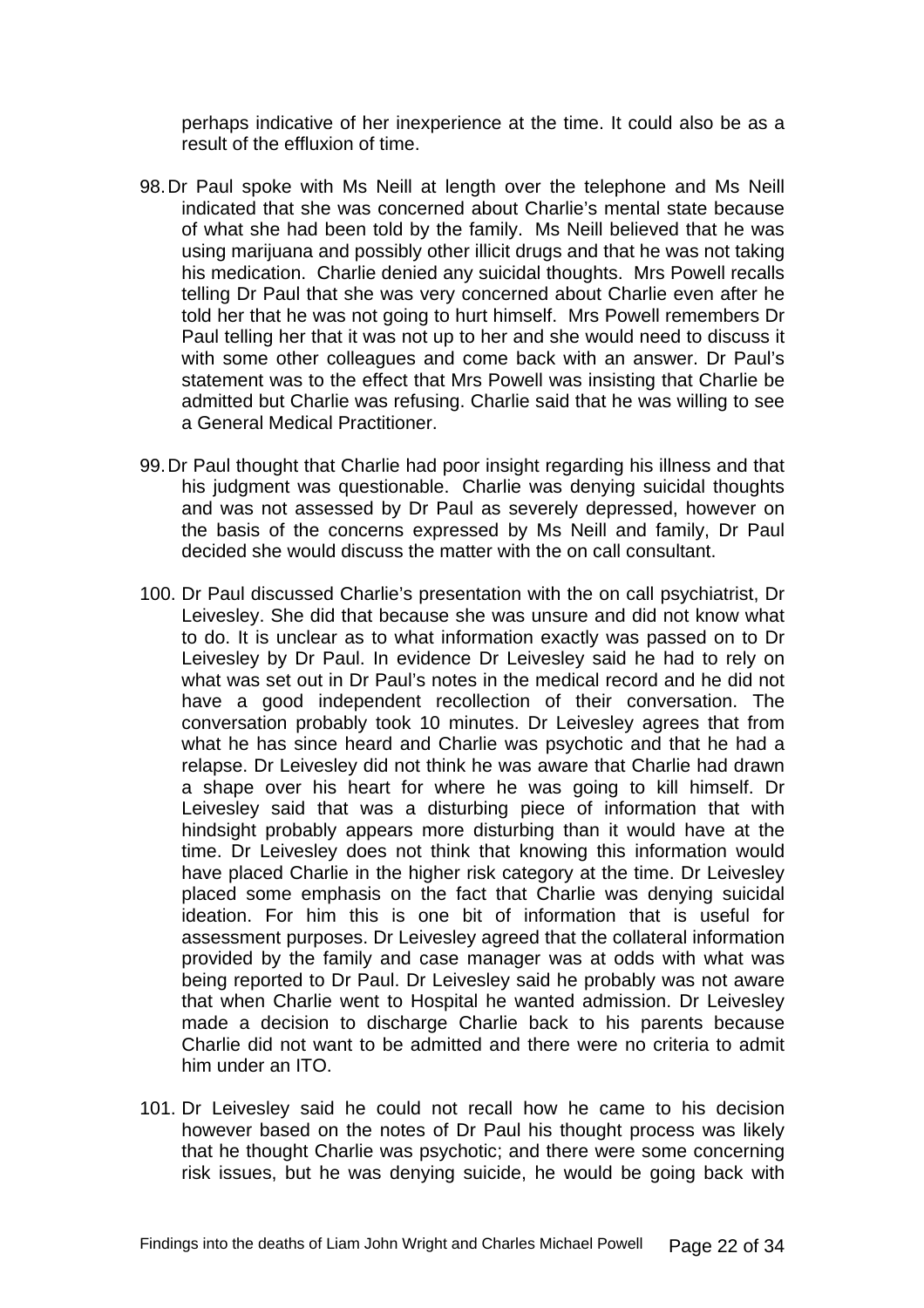perhaps indicative of her inexperience at the time. It could also be as a result of the effluxion of time.

98. Dr Paul spoke with Ms Neill at length over the telephone and Ms Neill indicated that she was concerned about Charlie's mental state because of what she had been told by the family. Ms Neill believed that he was using marijuana and possibly other illicit drugs and that he was not taking his medication. Charlie denied any suicidal thoughts. Mrs Powell recalls telling Dr Paul that she was very concerned about Charlie even after he told her that he was not going to hurt himself. Mrs Powell remembers Dr Paul telling her that it was not up to her and she would need to discuss it with some other colleagues and come back with an answer. Dr Paul's statement was to the effect that Mrs Powell was insisting that Charlie be admitted but Charlie was refusing. Charlie said that he was willing to see a General Medical Practitioner.

99. Dr Paul thought that Charlie had poor insight regarding his illness and that his judgment was questionable. Charlie was denying suicidal thoughts and was not assessed by Dr Paul as severely depressed, however on the basis of the concerns expressed by Ms Neill and family, Dr Paul decided she would discuss the matter with the on call consultant.

100. Dr Paul discussed Charlie's presentation with the on call psychiatrist, Dr Leivesley. She did that because she was unsure and did not know what to do. It is unclear as to what information exactly was passed on to Dr Leivesley by Dr Paul. In evidence Dr Leivesley said he had to rely on what was set out in Dr Paul's notes in the medical record and he did not have a good independent recollection of their conversation. The conversation probably took 10 minutes. Dr Leivesley agrees that from what he has since heard and Charlie was psychotic and that he had a relapse. Dr Leivesley did not think he was aware that Charlie had drawn a shape over his heart for where he was going to kill himself. Dr Leivesley said that was a disturbing piece of information that with hindsight probably appears more disturbing than it would have at the time. Dr Leivesley does not think that knowing this information would have placed Charlie in the higher risk category at the time. Dr Leivesley placed some emphasis on the fact that Charlie was denying suicidal ideation. For him this is one bit of information that is useful for assessment purposes. Dr Leivesley agreed that the collateral information provided by the family and case manager was at odds with what was being reported to Dr Paul. Dr Leivesley said he probably was not aware that when Charlie went to Hospital he wanted admission. Dr Leivesley made a decision to discharge Charlie back to his parents because Charlie did not want to be admitted and there were no criteria to admit him under an ITO.

101. Dr Leivesley said he could not recall how he came to his decision however based on the notes of Dr Paul his thought process was likely that he thought Charlie was psychotic; and there were some concerning risk issues, but he was denying suicide, he would be going back with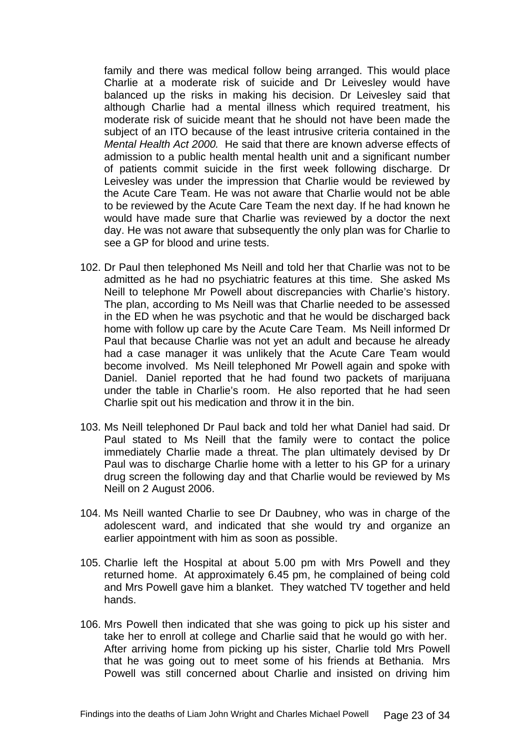family and there was medical follow being arranged. This would place Charlie at a moderate risk of suicide and Dr Leivesley would have balanced up the risks in making his decision. Dr Leivesley said that although Charlie had a mental illness which required treatment, his moderate risk of suicide meant that he should not have been made the subject of an ITO because of the least intrusive criteria contained in the *Mental Health Act 2000.* He said that there are known adverse effects of admission to a public health mental health unit and a significant number of patients commit suicide in the first week following discharge. Dr Leivesley was under the impression that Charlie would be reviewed by the Acute Care Team. He was not aware that Charlie would not be able to be reviewed by the Acute Care Team the next day. If he had known he would have made sure that Charlie was reviewed by a doctor the next day. He was not aware that subsequently the only plan was for Charlie to see a GP for blood and urine tests.

102. Dr Paul then telephoned Ms Neill and told her that Charlie was not to be admitted as he had no psychiatric features at this time. She asked Ms Neill to telephone Mr Powell about discrepancies with Charlie's history. The plan, according to Ms Neill was that Charlie needed to be assessed in the ED when he was psychotic and that he would be discharged back home with follow up care by the Acute Care Team. Ms Neill informed Dr Paul that because Charlie was not yet an adult and because he already had a case manager it was unlikely that the Acute Care Team would become involved. Ms Neill telephoned Mr Powell again and spoke with Daniel. Daniel reported that he had found two packets of marijuana under the table in Charlie's room. He also reported that he had seen Charlie spit out his medication and throw it in the bin.

103. Ms Neill telephoned Dr Paul back and told her what Daniel had said. Dr Paul stated to Ms Neill that the family were to contact the police immediately Charlie made a threat. The plan ultimately devised by Dr Paul was to discharge Charlie home with a letter to his GP for a urinary drug screen the following day and that Charlie would be reviewed by Ms Neill on 2 August 2006.

104. Ms Neill wanted Charlie to see Dr Daubney, who was in charge of the adolescent ward, and indicated that she would try and organize an earlier appointment with him as soon as possible.

105. Charlie left the Hospital at about 5.00 pm with Mrs Powell and they returned home. At approximately 6.45 pm, he complained of being cold and Mrs Powell gave him a blanket. They watched TV together and held hands.

106. Mrs Powell then indicated that she was going to pick up his sister and take her to enroll at college and Charlie said that he would go with her. After arriving home from picking up his sister, Charlie told Mrs Powell that he was going out to meet some of his friends at Bethania. Mrs Powell was still concerned about Charlie and insisted on driving him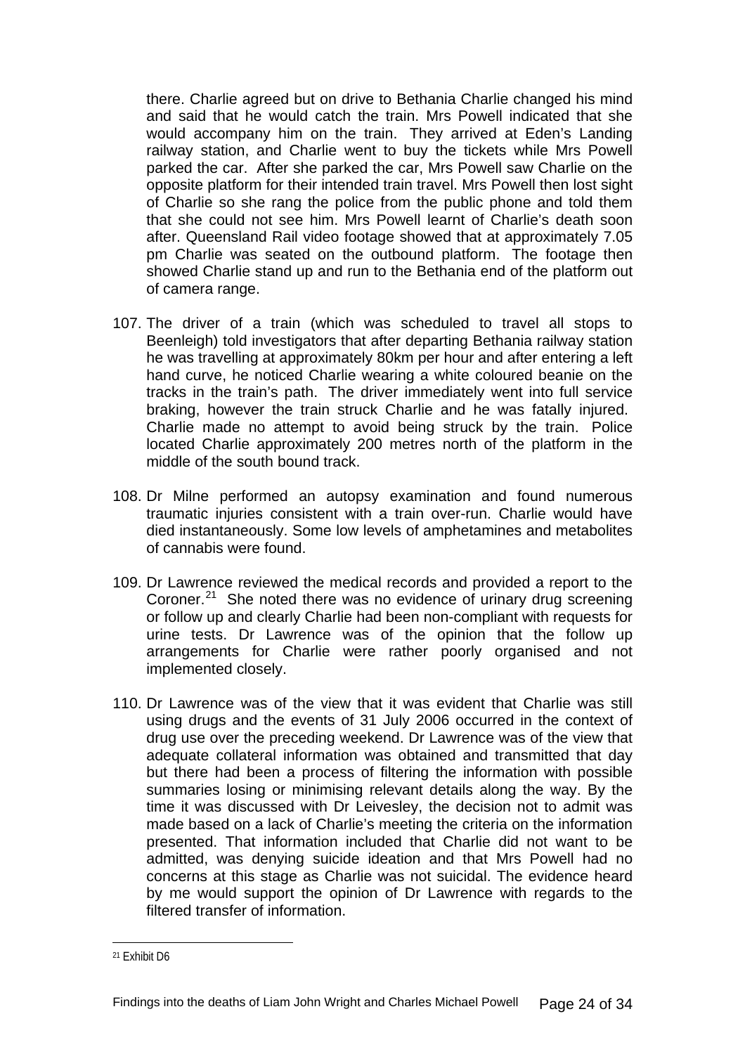there. Charlie agreed but on drive to Bethania Charlie changed his mind and said that he would catch the train. Mrs Powell indicated that she would accompany him on the train. They arrived at Eden's Landing railway station, and Charlie went to buy the tickets while Mrs Powell parked the car. After she parked the car, Mrs Powell saw Charlie on the opposite platform for their intended train travel. Mrs Powell then lost sight of Charlie so she rang the police from the public phone and told them that she could not see him. Mrs Powell learnt of Charlie's death soon after. Queensland Rail video footage showed that at approximately 7.05 pm Charlie was seated on the outbound platform. The footage then showed Charlie stand up and run to the Bethania end of the platform out of camera range.

107. The driver of a train (which was scheduled to travel all stops to Beenleigh) told investigators that after departing Bethania railway station he was travelling at approximately 80km per hour and after entering a left hand curve, he noticed Charlie wearing a white coloured beanie on the tracks in the train's path. The driver immediately went into full service braking, however the train struck Charlie and he was fatally injured. Charlie made no attempt to avoid being struck by the train. Police located Charlie approximately 200 metres north of the platform in the middle of the south bound track.

108. Dr Milne performed an autopsy examination and found numerous traumatic injuries consistent with a train over-run. Charlie would have died instantaneously. Some low levels of amphetamines and metabolites of cannabis were found.

109. Dr Lawrence reviewed the medical records and provided a report to the Coroner.[21] She noted there was no evidence of urinary drug screening or follow up and clearly Charlie had been non-compliant with requests for urine tests. Dr Lawrence was of the opinion that the follow up arrangements for Charlie were rather poorly organised and not implemented closely.

110. Dr Lawrence was of the view that it was evident that Charlie was still using drugs and the events of 31 July 2006 occurred in the context of drug use over the preceding weekend. Dr Lawrence was of the view that adequate collateral information was obtained and transmitted that day but there had been a process of filtering the information with possible summaries losing or minimising relevant details along the way. By the time it was discussed with Dr Leivesley, the decision not to admit was made based on a lack of Charlie's meeting the criteria on the information presented. That information included that Charlie did not want to be admitted, was denying suicide ideation and that Mrs Powell had no concerns at this stage as Charlie was not suicidal. The evidence heard by me would support the opinion of Dr Lawrence with regards to the filtered transfer of information.

[21] Exhibit D6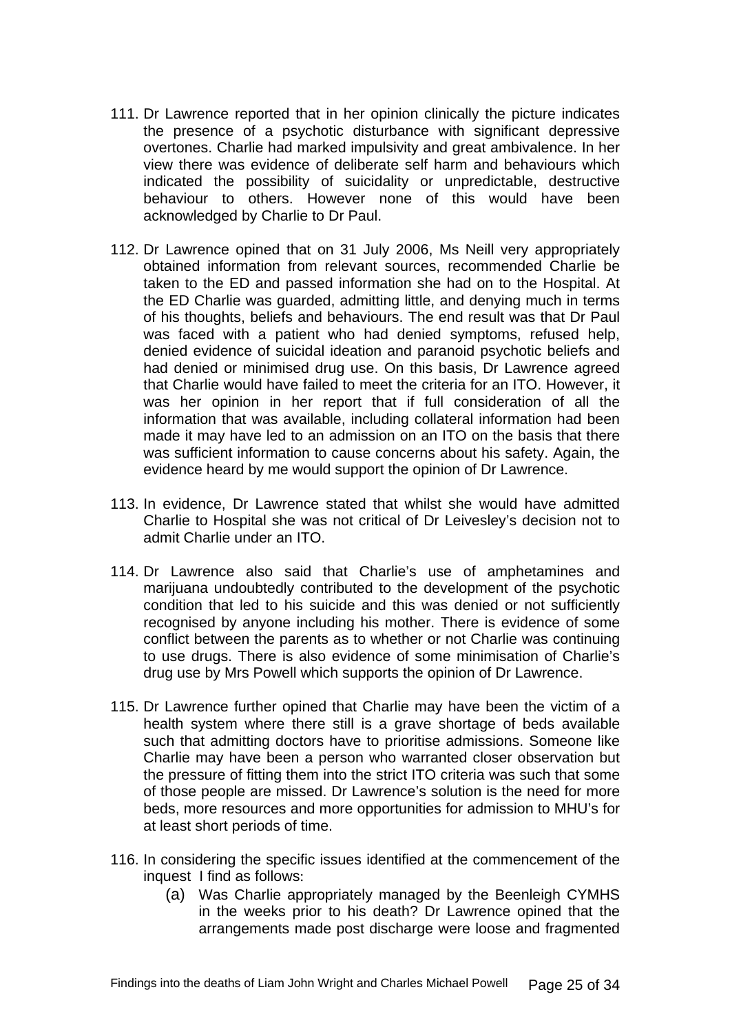111. Dr Lawrence reported that in her opinion clinically the picture indicates the presence of a psychotic disturbance with significant depressive overtones. Charlie had marked impulsivity and great ambivalence. In her view there was evidence of deliberate self harm and behaviours which indicated the possibility of suicidality or unpredictable, destructive behaviour to others. However none of this would have been acknowledged by Charlie to Dr Paul.

112. Dr Lawrence opined that on 31 July 2006, Ms Neill very appropriately obtained information from relevant sources, recommended Charlie be taken to the ED and passed information she had on to the Hospital. At the ED Charlie was guarded, admitting little, and denying much in terms of his thoughts, beliefs and behaviours. The end result was that Dr Paul was faced with a patient who had denied symptoms, refused help, denied evidence of suicidal ideation and paranoid psychotic beliefs and had denied or minimised drug use. On this basis, Dr Lawrence agreed that Charlie would have failed to meet the criteria for an ITO. However, it was her opinion in her report that if full consideration of all the information that was available, including collateral information had been made it may have led to an admission on an ITO on the basis that there was sufficient information to cause concerns about his safety. Again, the evidence heard by me would support the opinion of Dr Lawrence.

113. In evidence, Dr Lawrence stated that whilst she would have admitted Charlie to Hospital she was not critical of Dr Leivesley's decision not to admit Charlie under an ITO.

114. Dr Lawrence also said that Charlie's use of amphetamines and marijuana undoubtedly contributed to the development of the psychotic condition that led to his suicide and this was denied or not sufficiently recognised by anyone including his mother. There is evidence of some conflict between the parents as to whether or not Charlie was continuing to use drugs. There is also evidence of some minimisation of Charlie's drug use by Mrs Powell which supports the opinion of Dr Lawrence.

115. Dr Lawrence further opined that Charlie may have been the victim of a health system where there still is a grave shortage of beds available such that admitting doctors have to prioritise admissions. Someone like Charlie may have been a person who warranted closer observation but the pressure of fitting them into the strict ITO criteria was such that some of those people are missed. Dr Lawrence's solution is the need for more beds, more resources and more opportunities for admission to MHU's for at least short periods of time.

116. In considering the specific issues identified at the commencement of the inquest I find as follows:

    (a) Was Charlie appropriately managed by the Beenleigh CYMHS in the weeks prior to his death? Dr Lawrence opined that the arrangements made post discharge were loose and fragmented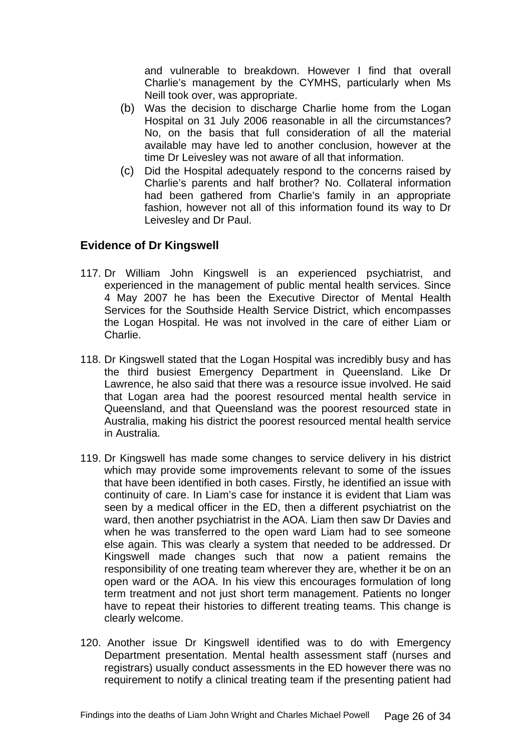and vulnerable to breakdown. However I find that overall Charlie's management by the CYMHS, particularly when Ms Neill took over, was appropriate.

(b) Was the decision to discharge Charlie home from the Logan Hospital on 31 July 2006 reasonable in all the circumstances? No, on the basis that full consideration of all the material available may have led to another conclusion, however at the time Dr Leivesley was not aware of all that information.

(c) Did the Hospital adequately respond to the concerns raised by Charlie's parents and half brother? No. Collateral information had been gathered from Charlie's family in an appropriate fashion, however not all of this information found its way to Dr Leivesley and Dr Paul.

## Evidence of Dr Kingswell

117. Dr William John Kingswell is an experienced psychiatrist, and experienced in the management of public mental health services. Since 4 May 2007 he has been the Executive Director of Mental Health Services for the Southside Health Service District, which encompasses the Logan Hospital. He was not involved in the care of either Liam or Charlie.

118. Dr Kingswell stated that the Logan Hospital was incredibly busy and has the third busiest Emergency Department in Queensland. Like Dr Lawrence, he also said that there was a resource issue involved. He said that Logan area had the poorest resourced mental health service in Queensland, and that Queensland was the poorest resourced state in Australia, making his district the poorest resourced mental health service in Australia.

119. Dr Kingswell has made some changes to service delivery in his district which may provide some improvements relevant to some of the issues that have been identified in both cases. Firstly, he identified an issue with continuity of care. In Liam's case for instance it is evident that Liam was seen by a medical officer in the ED, then a different psychiatrist on the ward, then another psychiatrist in the AOA. Liam then saw Dr Davies and when he was transferred to the open ward Liam had to see someone else again. This was clearly a system that needed to be addressed. Dr Kingswell made changes such that now a patient remains the responsibility of one treating team wherever they are, whether it be on an open ward or the AOA. In his view this encourages formulation of long term treatment and not just short term management. Patients no longer have to repeat their histories to different treating teams. This change is clearly welcome.

120. Another issue Dr Kingswell identified was to do with Emergency Department presentation. Mental health assessment staff (nurses and registrars) usually conduct assessments in the ED however there was no requirement to notify a clinical treating team if the presenting patient had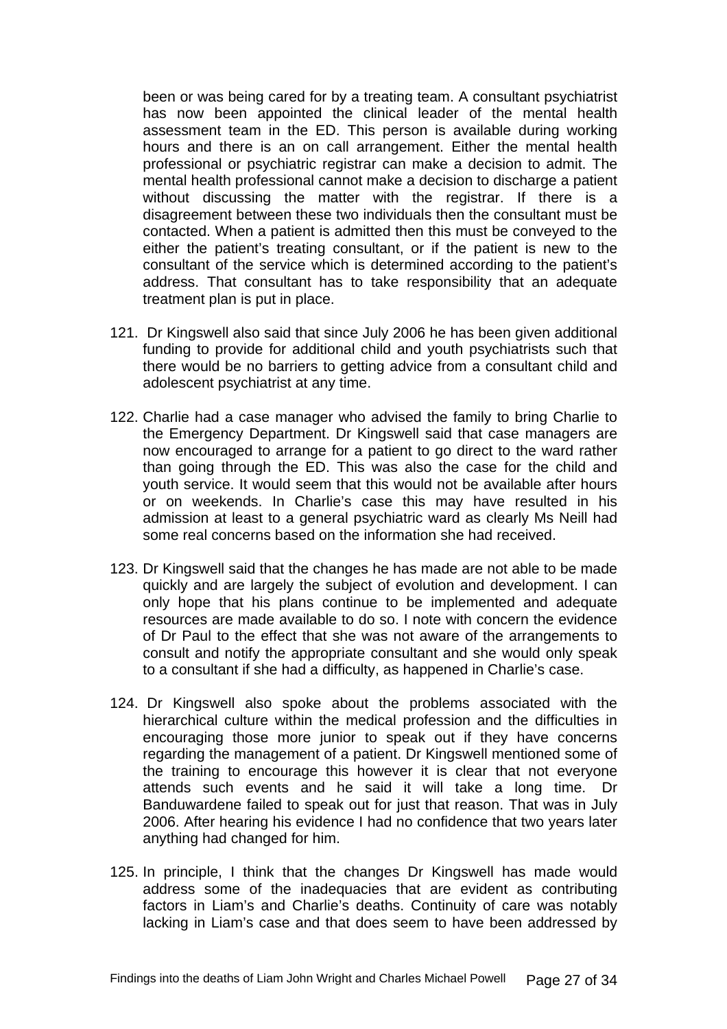been or was being cared for by a treating team. A consultant psychiatrist has now been appointed the clinical leader of the mental health assessment team in the ED. This person is available during working hours and there is an on call arrangement. Either the mental health professional or psychiatric registrar can make a decision to admit. The mental health professional cannot make a decision to discharge a patient without discussing the matter with the registrar. If there is a disagreement between these two individuals then the consultant must be contacted. When a patient is admitted then this must be conveyed to the either the patient's treating consultant, or if the patient is new to the consultant of the service which is determined according to the patient's address. That consultant has to take responsibility that an adequate treatment plan is put in place.

121. Dr Kingswell also said that since July 2006 he has been given additional funding to provide for additional child and youth psychiatrists such that there would be no barriers to getting advice from a consultant child and adolescent psychiatrist at any time.

122. Charlie had a case manager who advised the family to bring Charlie to the Emergency Department. Dr Kingswell said that case managers are now encouraged to arrange for a patient to go direct to the ward rather than going through the ED. This was also the case for the child and youth service. It would seem that this would not be available after hours or on weekends. In Charlie's case this may have resulted in his admission at least to a general psychiatric ward as clearly Ms Neill had some real concerns based on the information she had received.

123. Dr Kingswell said that the changes he has made are not able to be made quickly and are largely the subject of evolution and development. I can only hope that his plans continue to be implemented and adequate resources are made available to do so. I note with concern the evidence of Dr Paul to the effect that she was not aware of the arrangements to consult and notify the appropriate consultant and she would only speak to a consultant if she had a difficulty, as happened in Charlie's case.

124. Dr Kingswell also spoke about the problems associated with the hierarchical culture within the medical profession and the difficulties in encouraging those more junior to speak out if they have concerns regarding the management of a patient. Dr Kingswell mentioned some of the training to encourage this however it is clear that not everyone attends such events and he said it will take a long time. Dr Banduwardene failed to speak out for just that reason. That was in July 2006. After hearing his evidence I had no confidence that two years later anything had changed for him.

125. In principle, I think that the changes Dr Kingswell has made would address some of the inadequacies that are evident as contributing factors in Liam's and Charlie's deaths. Continuity of care was notably lacking in Liam's case and that does seem to have been addressed by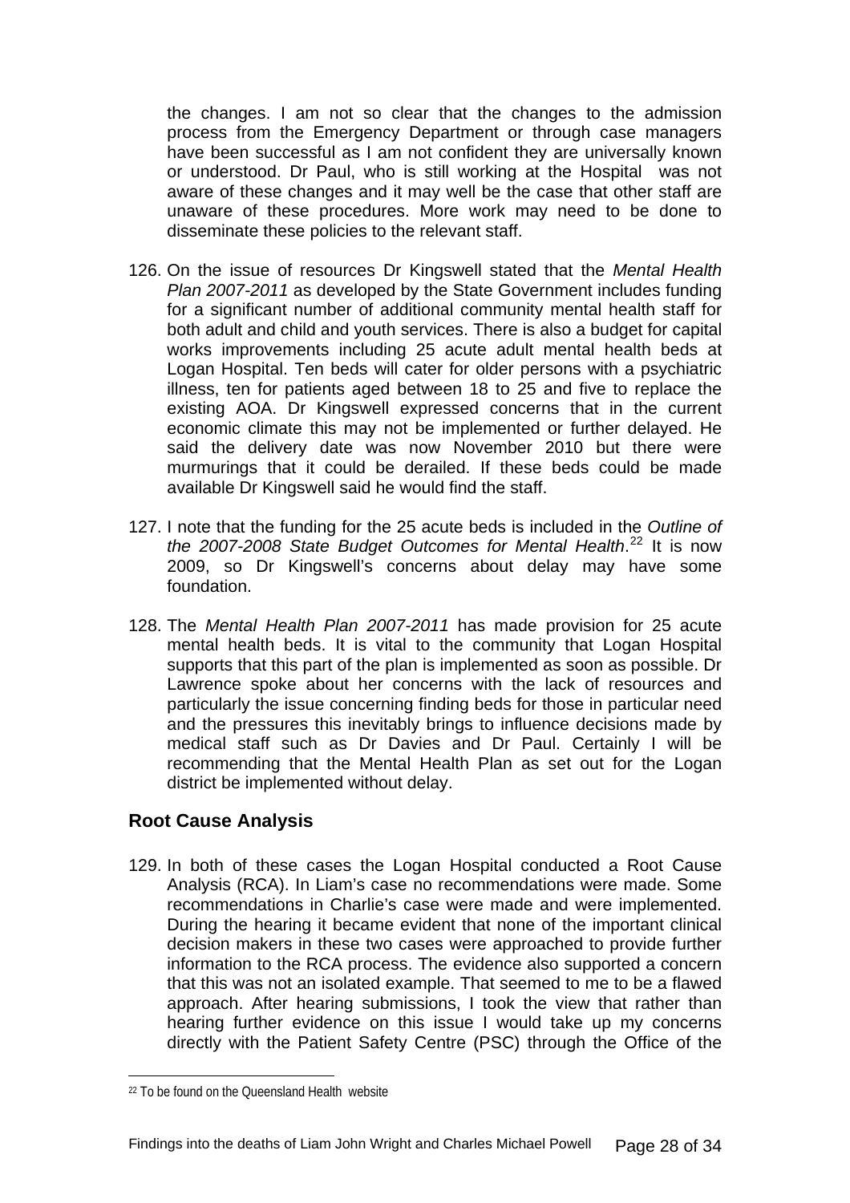the changes. I am not so clear that the changes to the admission process from the Emergency Department or through case managers have been successful as I am not confident they are universally known or understood. Dr Paul, who is still working at the Hospital was not aware of these changes and it may well be the case that other staff are unaware of these procedures. More work may need to be done to disseminate these policies to the relevant staff.

126. On the issue of resources Dr Kingswell stated that the *Mental Health Plan 2007-2011* as developed by the State Government includes funding for a significant number of additional community mental health staff for both adult and child and youth services. There is also a budget for capital works improvements including 25 acute adult mental health beds at Logan Hospital. Ten beds will cater for older persons with a psychiatric illness, ten for patients aged between 18 to 25 and five to replace the existing AOA. Dr Kingswell expressed concerns that in the current economic climate this may not be implemented or further delayed. He said the delivery date was now November 2010 but there were murmurings that it could be derailed. If these beds could be made available Dr Kingswell said he would find the staff.

127. I note that the funding for the 25 acute beds is included in the *Outline of the 2007-2008 State Budget Outcomes for Mental Health*.[22] It is now 2009, so Dr Kingswell's concerns about delay may have some foundation.

128. The *Mental Health Plan 2007-2011* has made provision for 25 acute mental health beds. It is vital to the community that Logan Hospital supports that this part of the plan is implemented as soon as possible. Dr Lawrence spoke about her concerns with the lack of resources and particularly the issue concerning finding beds for those in particular need and the pressures this inevitably brings to influence decisions made by medical staff such as Dr Davies and Dr Paul. Certainly I will be recommending that the Mental Health Plan as set out for the Logan district be implemented without delay.

## Root Cause Analysis

129. In both of these cases the Logan Hospital conducted a Root Cause Analysis (RCA). In Liam's case no recommendations were made. Some recommendations in Charlie's case were made and were implemented. During the hearing it became evident that none of the important clinical decision makers in these two cases were approached to provide further information to the RCA process. The evidence also supported a concern that this was not an isolated example. That seemed to me to be a flawed approach. After hearing submissions, I took the view that rather than hearing further evidence on this issue I would take up my concerns directly with the Patient Safety Centre (PSC) through the Office of the

[22] To be found on the Queensland Health website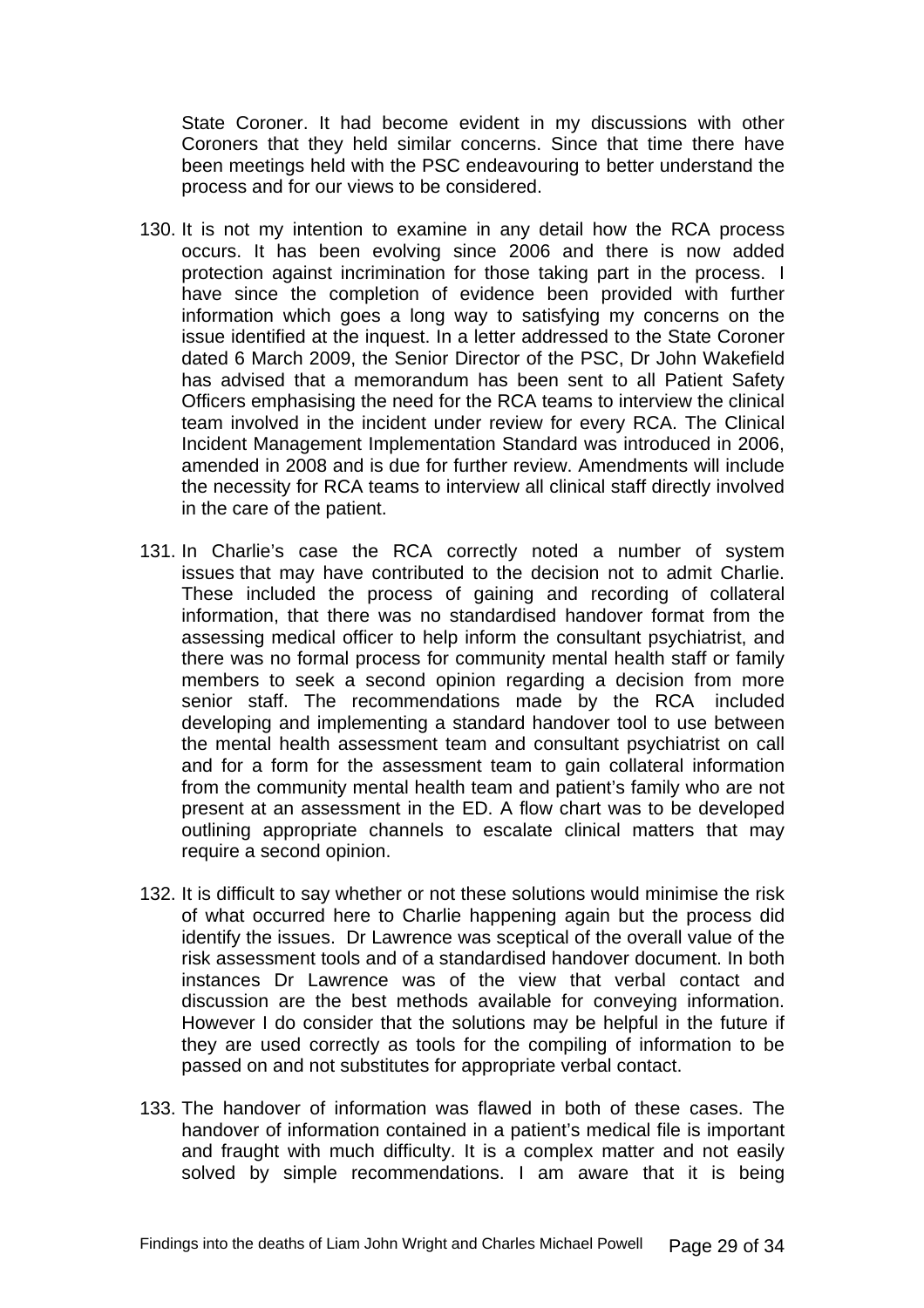State Coroner. It had become evident in my discussions with other Coroners that they held similar concerns. Since that time there have been meetings held with the PSC endeavouring to better understand the process and for our views to be considered.

130. It is not my intention to examine in any detail how the RCA process occurs. It has been evolving since 2006 and there is now added protection against incrimination for those taking part in the process. I have since the completion of evidence been provided with further information which goes a long way to satisfying my concerns on the issue identified at the inquest. In a letter addressed to the State Coroner dated 6 March 2009, the Senior Director of the PSC, Dr John Wakefield has advised that a memorandum has been sent to all Patient Safety Officers emphasising the need for the RCA teams to interview the clinical team involved in the incident under review for every RCA. The Clinical Incident Management Implementation Standard was introduced in 2006, amended in 2008 and is due for further review. Amendments will include the necessity for RCA teams to interview all clinical staff directly involved in the care of the patient.

131. In Charlie's case the RCA correctly noted a number of system issues that may have contributed to the decision not to admit Charlie. These included the process of gaining and recording of collateral information, that there was no standardised handover format from the assessing medical officer to help inform the consultant psychiatrist, and there was no formal process for community mental health staff or family members to seek a second opinion regarding a decision from more senior staff. The recommendations made by the RCA included developing and implementing a standard handover tool to use between the mental health assessment team and consultant psychiatrist on call and for a form for the assessment team to gain collateral information from the community mental health team and patient's family who are not present at an assessment in the ED. A flow chart was to be developed outlining appropriate channels to escalate clinical matters that may require a second opinion.

132. It is difficult to say whether or not these solutions would minimise the risk of what occurred here to Charlie happening again but the process did identify the issues. Dr Lawrence was sceptical of the overall value of the risk assessment tools and of a standardised handover document. In both instances Dr Lawrence was of the view that verbal contact and discussion are the best methods available for conveying information. However I do consider that the solutions may be helpful in the future if they are used correctly as tools for the compiling of information to be passed on and not substitutes for appropriate verbal contact.

133. The handover of information was flawed in both of these cases. The handover of information contained in a patient's medical file is important and fraught with much difficulty. It is a complex matter and not easily solved by simple recommendations. I am aware that it is being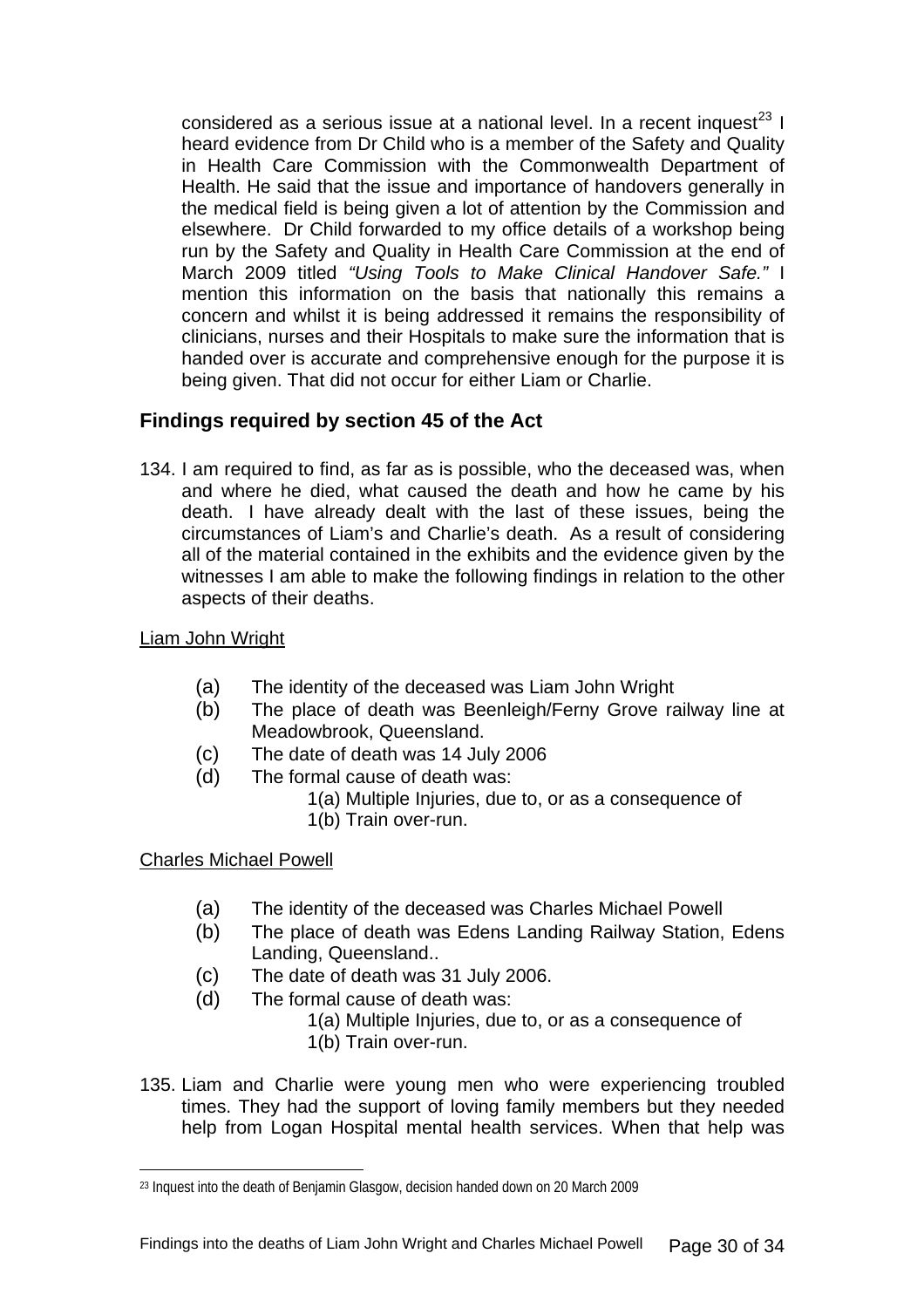considered as a serious issue at a national level. In a recent inquest[23] I heard evidence from Dr Child who is a member of the Safety and Quality in Health Care Commission with the Commonwealth Department of Health. He said that the issue and importance of handovers generally in the medical field is being given a lot of attention by the Commission and elsewhere. Dr Child forwarded to my office details of a workshop being run by the Safety and Quality in Health Care Commission at the end of March 2009 titled *"Using Tools to Make Clinical Handover Safe."* I mention this information on the basis that nationally this remains a concern and whilst it is being addressed it remains the responsibility of clinicians, nurses and their Hospitals to make sure the information that is handed over is accurate and comprehensive enough for the purpose it is being given. That did not occur for either Liam or Charlie.

## Findings required by section 45 of the Act

134. I am required to find, as far as is possible, who the deceased was, when and where he died, what caused the death and how he came by his death. I have already dealt with the last of these issues, being the circumstances of Liam's and Charlie's death. As a result of considering all of the material contained in the exhibits and the evidence given by the witnesses I am able to make the following findings in relation to the other aspects of their deaths.

<u>Liam John Wright</u>

(a) The identity of the deceased was Liam John Wright
(b) The place of death was Beenleigh/Ferny Grove railway line at Meadowbrook, Queensland.
(c) The date of death was 14 July 2006
(d) The formal cause of death was:
  1(a) Multiple Injuries, due to, or as a consequence of
  1(b) Train over-run.

<u>Charles Michael Powell</u>

(a) The identity of the deceased was Charles Michael Powell
(b) The place of death was Edens Landing Railway Station, Edens Landing, Queensland..
(c) The date of death was 31 July 2006.
(d) The formal cause of death was:
  1(a) Multiple Injuries, due to, or as a consequence of
  1(b) Train over-run.

135. Liam and Charlie were young men who were experiencing troubled times. They had the support of loving family members but they needed help from Logan Hospital mental health services. When that help was

[23] Inquest into the death of Benjamin Glasgow, decision handed down on 20 March 2009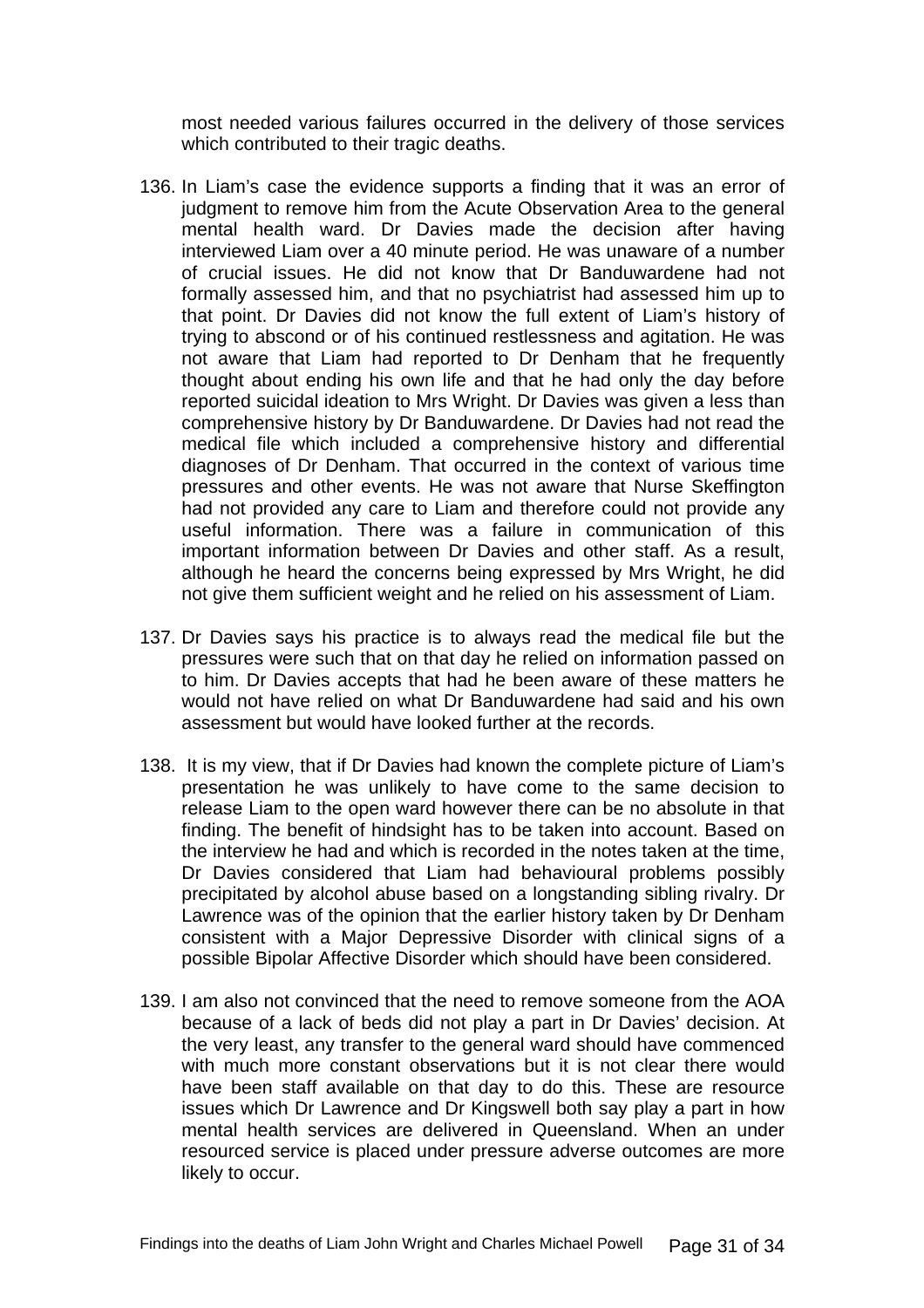most needed various failures occurred in the delivery of those services which contributed to their tragic deaths.

136. In Liam's case the evidence supports a finding that it was an error of judgment to remove him from the Acute Observation Area to the general mental health ward. Dr Davies made the decision after having interviewed Liam over a 40 minute period. He was unaware of a number of crucial issues. He did not know that Dr Banduwardene had not formally assessed him, and that no psychiatrist had assessed him up to that point. Dr Davies did not know the full extent of Liam's history of trying to abscond or of his continued restlessness and agitation. He was not aware that Liam had reported to Dr Denham that he frequently thought about ending his own life and that he had only the day before reported suicidal ideation to Mrs Wright. Dr Davies was given a less than comprehensive history by Dr Banduwardene. Dr Davies had not read the medical file which included a comprehensive history and differential diagnoses of Dr Denham. That occurred in the context of various time pressures and other events. He was not aware that Nurse Skeffington had not provided any care to Liam and therefore could not provide any useful information. There was a failure in communication of this important information between Dr Davies and other staff. As a result, although he heard the concerns being expressed by Mrs Wright, he did not give them sufficient weight and he relied on his assessment of Liam.

137. Dr Davies says his practice is to always read the medical file but the pressures were such that on that day he relied on information passed on to him. Dr Davies accepts that had he been aware of these matters he would not have relied on what Dr Banduwardene had said and his own assessment but would have looked further at the records.

138. It is my view, that if Dr Davies had known the complete picture of Liam's presentation he was unlikely to have come to the same decision to release Liam to the open ward however there can be no absolute in that finding. The benefit of hindsight has to be taken into account. Based on the interview he had and which is recorded in the notes taken at the time, Dr Davies considered that Liam had behavioural problems possibly precipitated by alcohol abuse based on a longstanding sibling rivalry. Dr Lawrence was of the opinion that the earlier history taken by Dr Denham consistent with a Major Depressive Disorder with clinical signs of a possible Bipolar Affective Disorder which should have been considered.

139. I am also not convinced that the need to remove someone from the AOA because of a lack of beds did not play a part in Dr Davies' decision. At the very least, any transfer to the general ward should have commenced with much more constant observations but it is not clear there would have been staff available on that day to do this. These are resource issues which Dr Lawrence and Dr Kingswell both say play a part in how mental health services are delivered in Queensland. When an under resourced service is placed under pressure adverse outcomes are more likely to occur.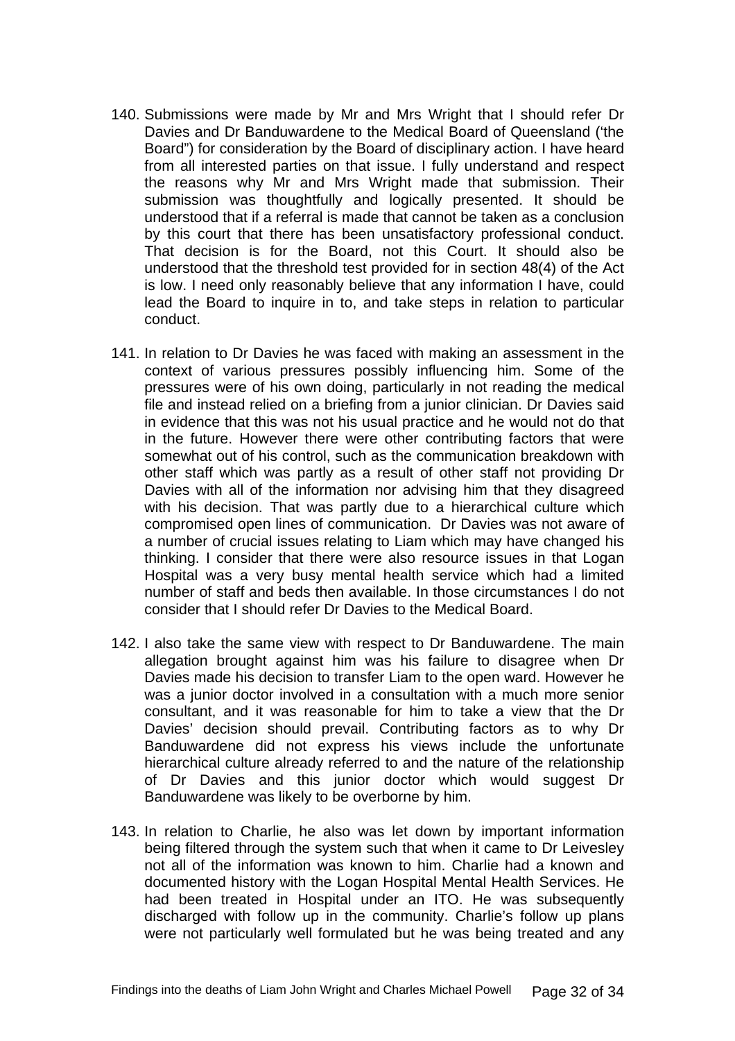140. Submissions were made by Mr and Mrs Wright that I should refer Dr Davies and Dr Banduwardene to the Medical Board of Queensland ('the Board") for consideration by the Board of disciplinary action. I have heard from all interested parties on that issue. I fully understand and respect the reasons why Mr and Mrs Wright made that submission. Their submission was thoughtfully and logically presented. It should be understood that if a referral is made that cannot be taken as a conclusion by this court that there has been unsatisfactory professional conduct. That decision is for the Board, not this Court. It should also be understood that the threshold test provided for in section 48(4) of the Act is low. I need only reasonably believe that any information I have, could lead the Board to inquire in to, and take steps in relation to particular conduct.

141. In relation to Dr Davies he was faced with making an assessment in the context of various pressures possibly influencing him. Some of the pressures were of his own doing, particularly in not reading the medical file and instead relied on a briefing from a junior clinician. Dr Davies said in evidence that this was not his usual practice and he would not do that in the future. However there were other contributing factors that were somewhat out of his control, such as the communication breakdown with other staff which was partly as a result of other staff not providing Dr Davies with all of the information nor advising him that they disagreed with his decision. That was partly due to a hierarchical culture which compromised open lines of communication. Dr Davies was not aware of a number of crucial issues relating to Liam which may have changed his thinking. I consider that there were also resource issues in that Logan Hospital was a very busy mental health service which had a limited number of staff and beds then available. In those circumstances I do not consider that I should refer Dr Davies to the Medical Board.

142. I also take the same view with respect to Dr Banduwardene. The main allegation brought against him was his failure to disagree when Dr Davies made his decision to transfer Liam to the open ward. However he was a junior doctor involved in a consultation with a much more senior consultant, and it was reasonable for him to take a view that the Dr Davies' decision should prevail. Contributing factors as to why Dr Banduwardene did not express his views include the unfortunate hierarchical culture already referred to and the nature of the relationship of Dr Davies and this junior doctor which would suggest Dr Banduwardene was likely to be overborne by him.

143. In relation to Charlie, he also was let down by important information being filtered through the system such that when it came to Dr Leivesley not all of the information was known to him. Charlie had a known and documented history with the Logan Hospital Mental Health Services. He had been treated in Hospital under an ITO. He was subsequently discharged with follow up in the community. Charlie's follow up plans were not particularly well formulated but he was being treated and any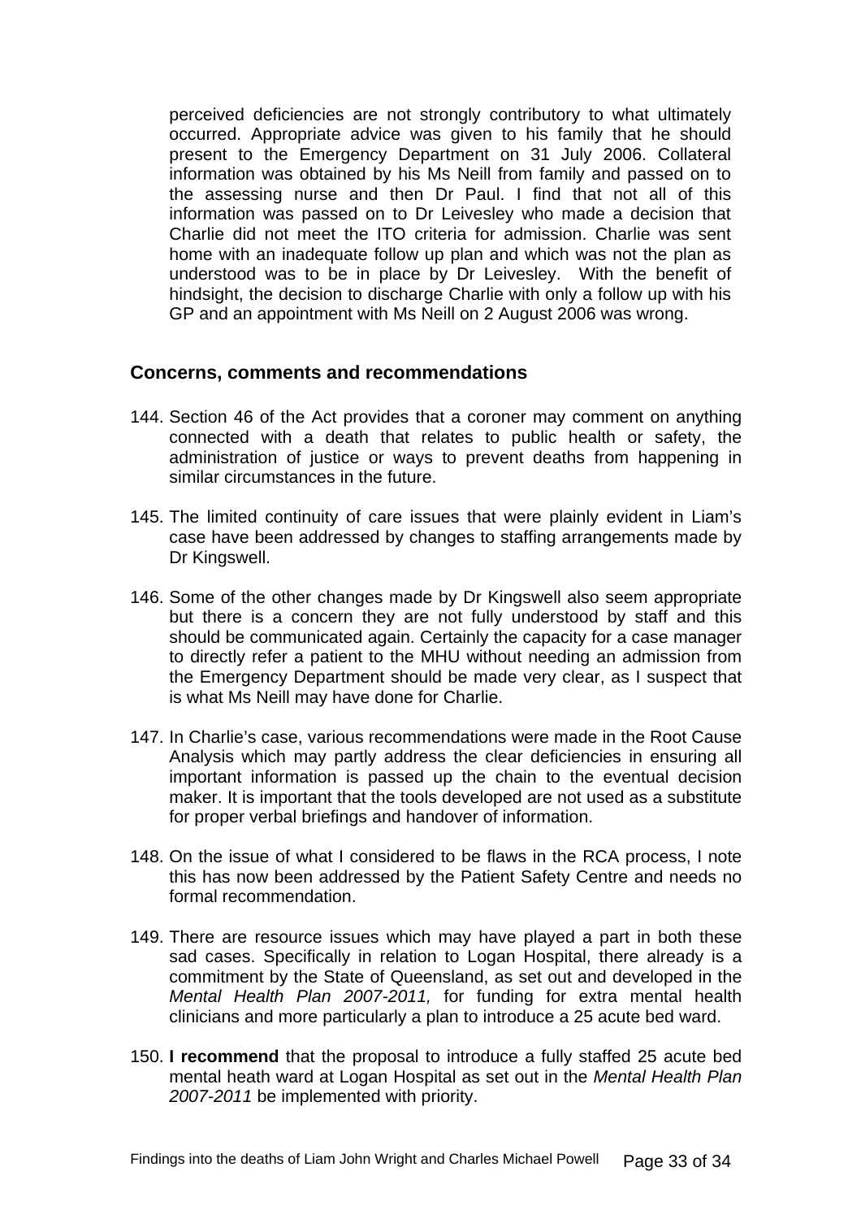perceived deficiencies are not strongly contributory to what ultimately occurred. Appropriate advice was given to his family that he should present to the Emergency Department on 31 July 2006. Collateral information was obtained by his Ms Neill from family and passed on to the assessing nurse and then Dr Paul. I find that not all of this information was passed on to Dr Leivesley who made a decision that Charlie did not meet the ITO criteria for admission. Charlie was sent home with an inadequate follow up plan and which was not the plan as understood was to be in place by Dr Leivesley. With the benefit of hindsight, the decision to discharge Charlie with only a follow up with his GP and an appointment with Ms Neill on 2 August 2006 was wrong.

## Concerns, comments and recommendations

144. Section 46 of the Act provides that a coroner may comment on anything connected with a death that relates to public health or safety, the administration of justice or ways to prevent deaths from happening in similar circumstances in the future.

145. The limited continuity of care issues that were plainly evident in Liam's case have been addressed by changes to staffing arrangements made by Dr Kingswell.

146. Some of the other changes made by Dr Kingswell also seem appropriate but there is a concern they are not fully understood by staff and this should be communicated again. Certainly the capacity for a case manager to directly refer a patient to the MHU without needing an admission from the Emergency Department should be made very clear, as I suspect that is what Ms Neill may have done for Charlie.

147. In Charlie's case, various recommendations were made in the Root Cause Analysis which may partly address the clear deficiencies in ensuring all important information is passed up the chain to the eventual decision maker. It is important that the tools developed are not used as a substitute for proper verbal briefings and handover of information.

148. On the issue of what I considered to be flaws in the RCA process, I note this has now been addressed by the Patient Safety Centre and needs no formal recommendation.

149. There are resource issues which may have played a part in both these sad cases. Specifically in relation to Logan Hospital, there already is a commitment by the State of Queensland, as set out and developed in the *Mental Health Plan 2007-2011,* for funding for extra mental health clinicians and more particularly a plan to introduce a 25 acute bed ward.

150. **I recommend** that the proposal to introduce a fully staffed 25 acute bed mental heath ward at Logan Hospital as set out in the *Mental Health Plan 2007-2011* be implemented with priority.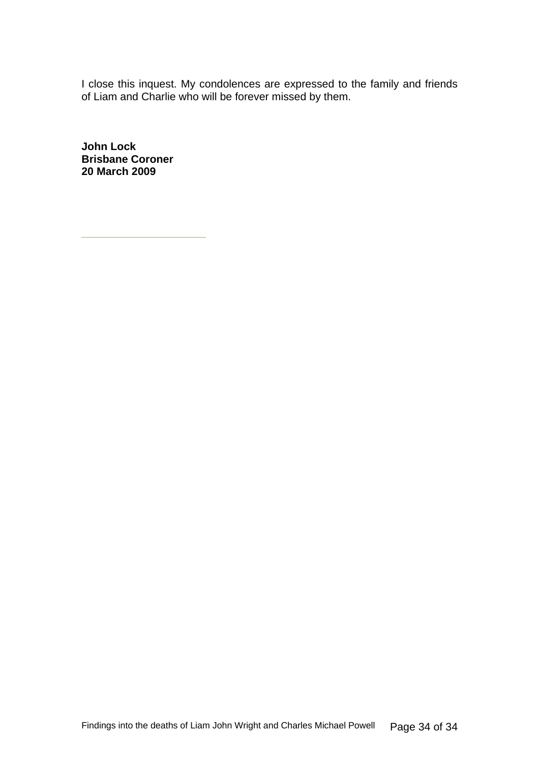I close this inquest. My condolences are expressed to the family and friends of Liam and Charlie who will be forever missed by them.

**John Lock**
**Brisbane Coroner**
**20 March 2009**